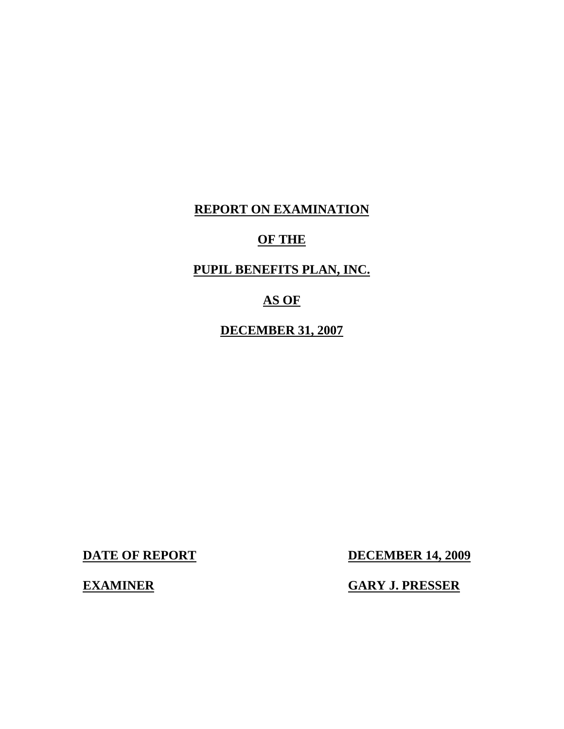# REPORT ON EXAMINATION

# OF THE

# PUPIL BENEFITS PLAN, INC.

# AS OF

# DECEMBER 31, 2007

| **DATE OF REPORT** | **DECEMBER 14, 2009** |
|---|---|
| **EXAMINER** | **GARY J. PRESSER** |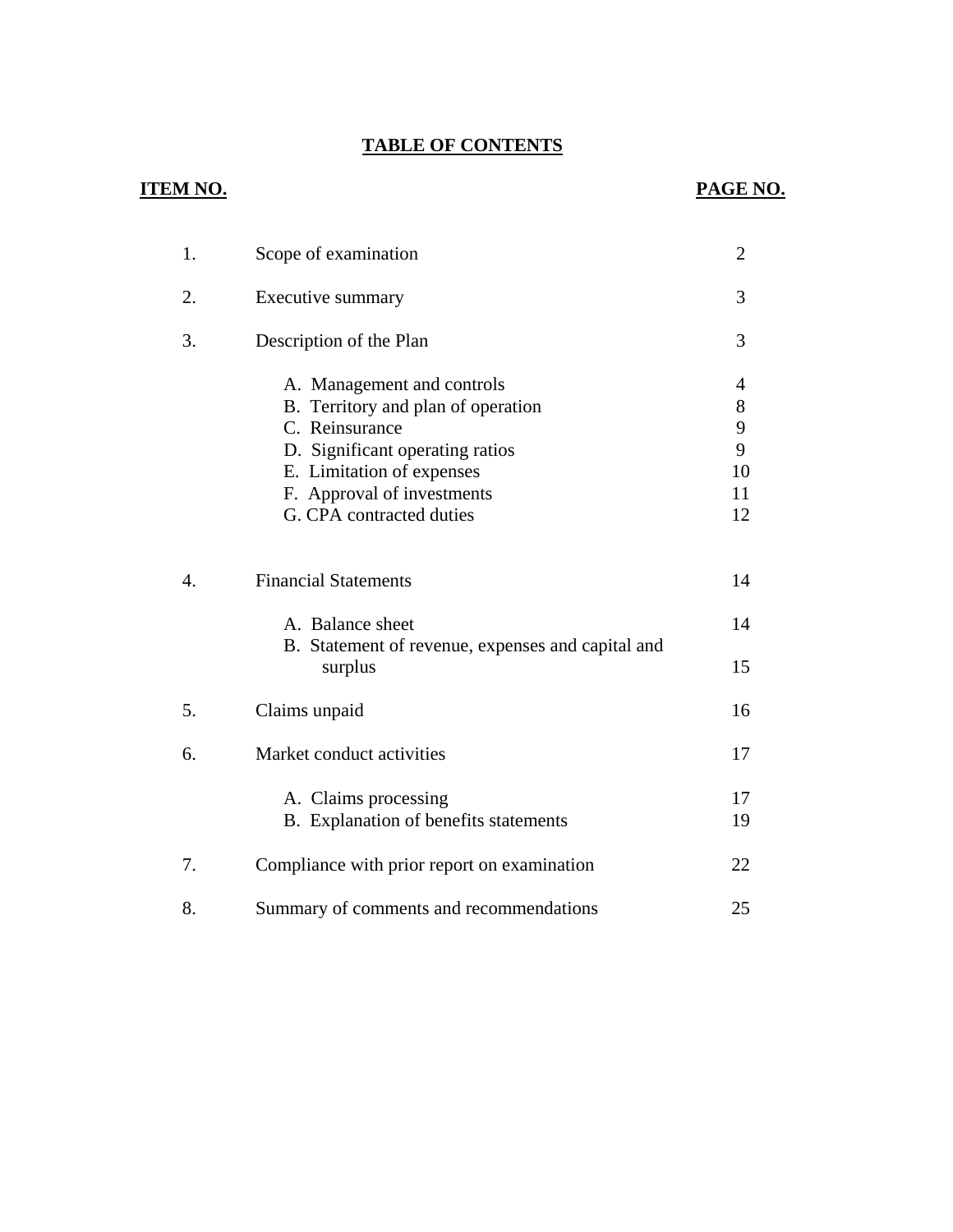## TABLE OF CONTENTS

| ITEM NO. | | PAGE NO. |
|---|---|---|
| 1. | Scope of examination | 2 |
| 2. | Executive summary | 3 |
| 3. | Description of the Plan | 3 |
| | A. Management and controls | 4 |
| | B. Territory and plan of operation | 8 |
| | C. Reinsurance | 9 |
| | D. Significant operating ratios | 9 |
| | E. Limitation of expenses | 10 |
| | F. Approval of investments | 11 |
| | G. CPA contracted duties | 12 |
| 4. | Financial Statements | 14 |
| | A. Balance sheet | 14 |
| | B. Statement of revenue, expenses and capital and surplus | 15 |
| 5. | Claims unpaid | 16 |
| 6. | Market conduct activities | 17 |
| | A. Claims processing | 17 |
| | B. Explanation of benefits statements | 19 |
| 7. | Compliance with prior report on examination | 22 |
| 8. | Summary of comments and recommendations | 25 |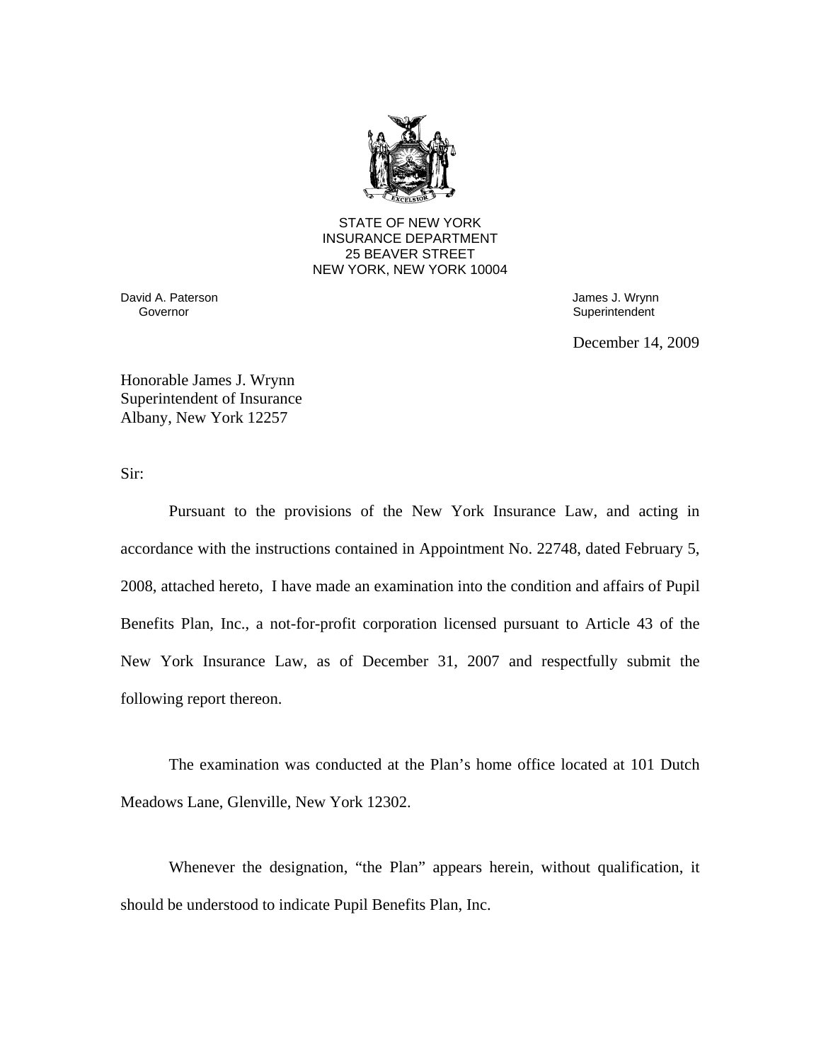STATE OF NEW YORK
INSURANCE DEPARTMENT
25 BEAVER STREET
NEW YORK, NEW YORK 10004

David A. Paterson
Governor

James J. Wrynn
Superintendent

December 14, 2009

Honorable James J. Wrynn
Superintendent of Insurance
Albany, New York 12257

Sir:

Pursuant to the provisions of the New York Insurance Law, and acting in accordance with the instructions contained in Appointment No. 22748, dated February 5, 2008, attached hereto, I have made an examination into the condition and affairs of Pupil Benefits Plan, Inc., a not-for-profit corporation licensed pursuant to Article 43 of the New York Insurance Law, as of December 31, 2007 and respectfully submit the following report thereon.

The examination was conducted at the Plan's home office located at 101 Dutch Meadows Lane, Glenville, New York 12302.

Whenever the designation, "the Plan" appears herein, without qualification, it should be understood to indicate Pupil Benefits Plan, Inc.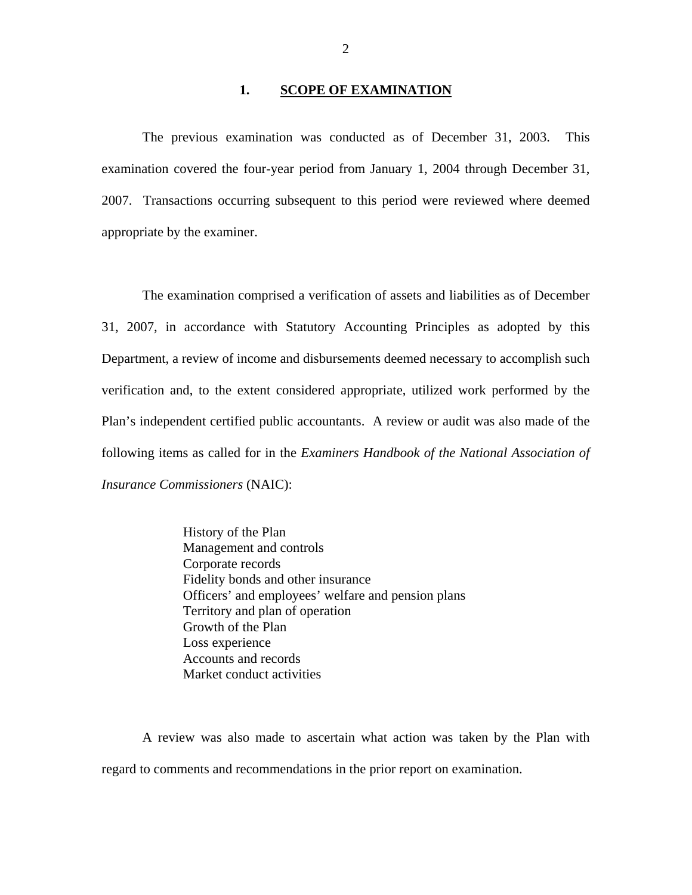## 1. SCOPE OF EXAMINATION

The previous examination was conducted as of December 31, 2003. This examination covered the four-year period from January 1, 2004 through December 31, 2007. Transactions occurring subsequent to this period were reviewed where deemed appropriate by the examiner.

The examination comprised a verification of assets and liabilities as of December 31, 2007, in accordance with Statutory Accounting Principles as adopted by this Department, a review of income and disbursements deemed necessary to accomplish such verification and, to the extent considered appropriate, utilized work performed by the Plan's independent certified public accountants. A review or audit was also made of the following items as called for in the *Examiners Handbook of the National Association of Insurance Commissioners* (NAIC):

- History of the Plan
- Management and controls
- Corporate records
- Fidelity bonds and other insurance
- Officers' and employees' welfare and pension plans
- Territory and plan of operation
- Growth of the Plan
- Loss experience
- Accounts and records
- Market conduct activities

A review was also made to ascertain what action was taken by the Plan with regard to comments and recommendations in the prior report on examination.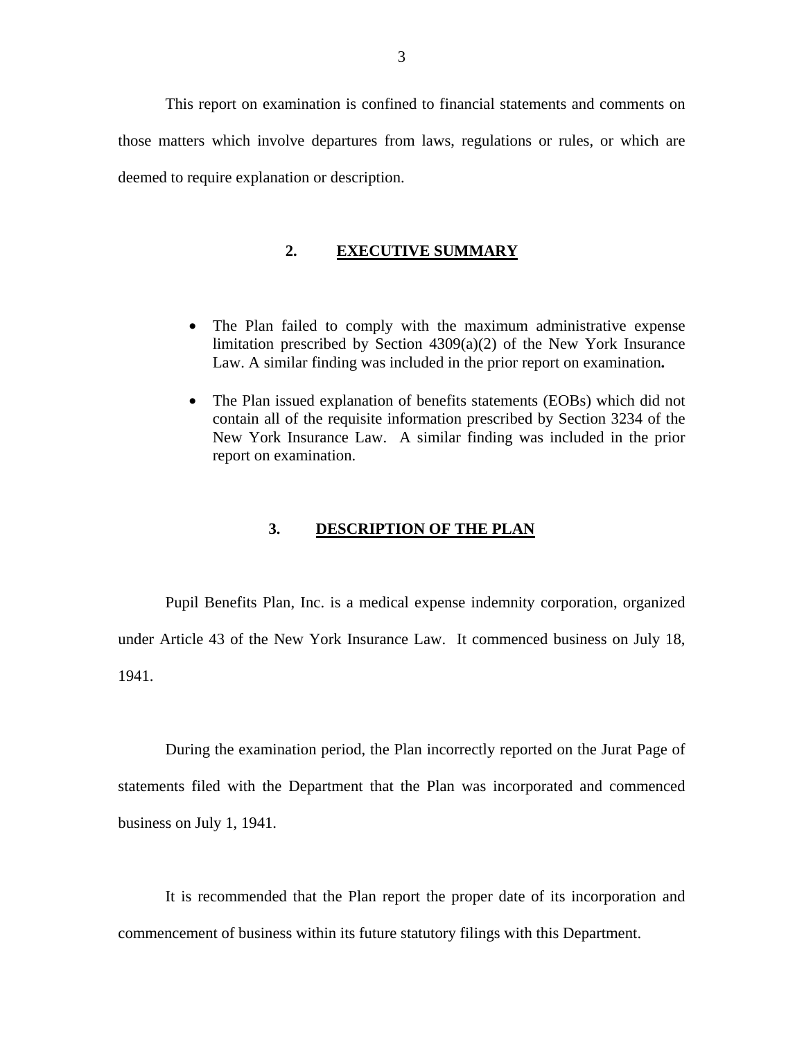This report on examination is confined to financial statements and comments on those matters which involve departures from laws, regulations or rules, or which are deemed to require explanation or description.

## 2. EXECUTIVE SUMMARY

- The Plan failed to comply with the maximum administrative expense limitation prescribed by Section 4309(a)(2) of the New York Insurance Law. A similar finding was included in the prior report on examination**.**

- The Plan issued explanation of benefits statements (EOBs) which did not contain all of the requisite information prescribed by Section 3234 of the New York Insurance Law. A similar finding was included in the prior report on examination.

## 3. DESCRIPTION OF THE PLAN

Pupil Benefits Plan, Inc. is a medical expense indemnity corporation, organized under Article 43 of the New York Insurance Law. It commenced business on July 18, 1941.

During the examination period, the Plan incorrectly reported on the Jurat Page of statements filed with the Department that the Plan was incorporated and commenced business on July 1, 1941.

It is recommended that the Plan report the proper date of its incorporation and commencement of business within its future statutory filings with this Department.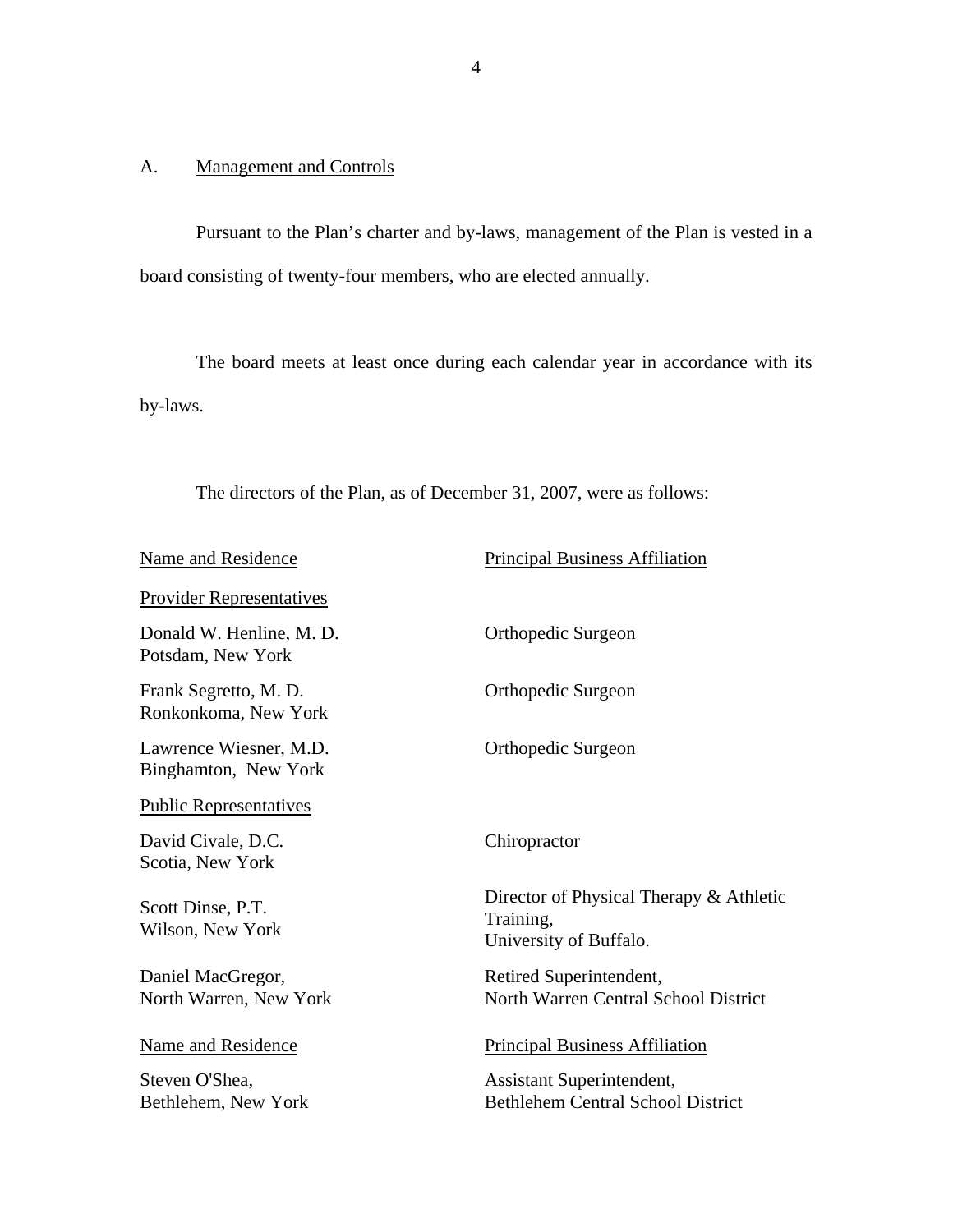## A. Management and Controls

Pursuant to the Plan's charter and by-laws, management of the Plan is vested in a board consisting of twenty-four members, who are elected annually.

The board meets at least once during each calendar year in accordance with its by-laws.

The directors of the Plan, as of December 31, 2007, were as follows:

| Name and Residence | Principal Business Affiliation |
| --- | --- |
| Provider Representatives | |
| Donald W. Henline, M. D.<br>Potsdam, New York | Orthopedic Surgeon |
| Frank Segretto, M. D.<br>Ronkonkoma, New York | Orthopedic Surgeon |
| Lawrence Wiesner, M.D.<br>Binghamton, New York | Orthopedic Surgeon |
| Public Representatives | |
| David Civale, D.C.<br>Scotia, New York | Chiropractor |
| Scott Dinse, P.T.<br>Wilson, New York | Director of Physical Therapy & Athletic Training,<br>University of Buffalo. |
| Daniel MacGregor,<br>North Warren, New York | Retired Superintendent,<br>North Warren Central School District |
| Steven O'Shea,<br>Bethlehem, New York | Assistant Superintendent,<br>Bethlehem Central School District |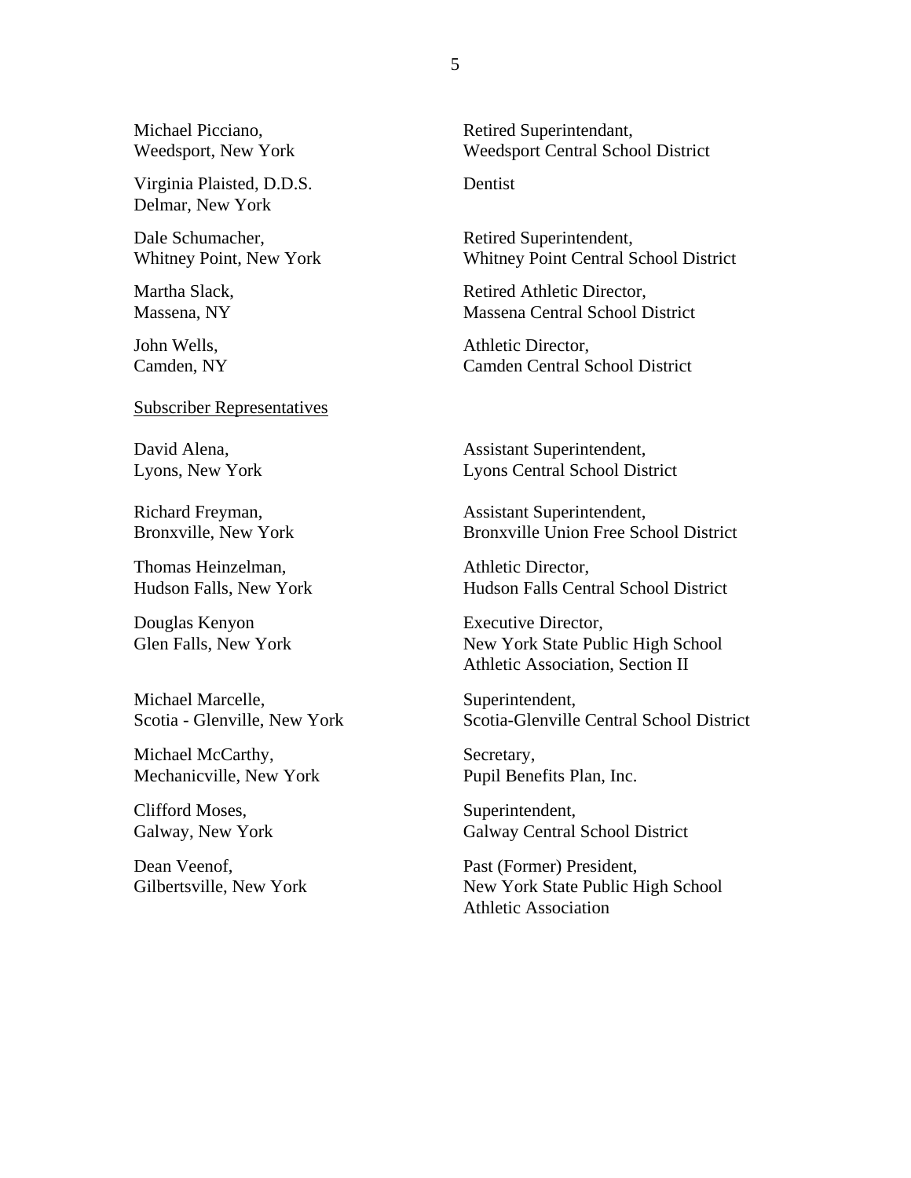| | |
|---|---|
| Michael Picciano,<br>Weedsport, New York | Retired Superintendant,<br>Weedsport Central School District |
| Virginia Plaisted, D.D.S.<br>Delmar, New York | Dentist |
| Dale Schumacher,<br>Whitney Point, New York | Retired Superintendent,<br>Whitney Point Central School District |
| Martha Slack,<br>Massena, NY | Retired Athletic Director,<br>Massena Central School District |
| John Wells,<br>Camden, NY | Athletic Director,<br>Camden Central School District |

<u>Subscriber Representatives</u>

| | |
|---|---|
| David Alena,<br>Lyons, New York | Assistant Superintendent,<br>Lyons Central School District |
| Richard Freyman,<br>Bronxville, New York | Assistant Superintendent,<br>Bronxville Union Free School District |
| Thomas Heinzelman,<br>Hudson Falls, New York | Athletic Director,<br>Hudson Falls Central School District |
| Douglas Kenyon<br>Glen Falls, New York | Executive Director,<br>New York State Public High School Athletic Association, Section II |
| Michael Marcelle,<br>Scotia - Glenville, New York | Superintendent,<br>Scotia-Glenville Central School District |
| Michael McCarthy,<br>Mechanicville, New York | Secretary,<br>Pupil Benefits Plan, Inc. |
| Clifford Moses,<br>Galway, New York | Superintendent,<br>Galway Central School District |
| Dean Veenof,<br>Gilbertsville, New York | Past (Former) President,<br>New York State Public High School Athletic Association |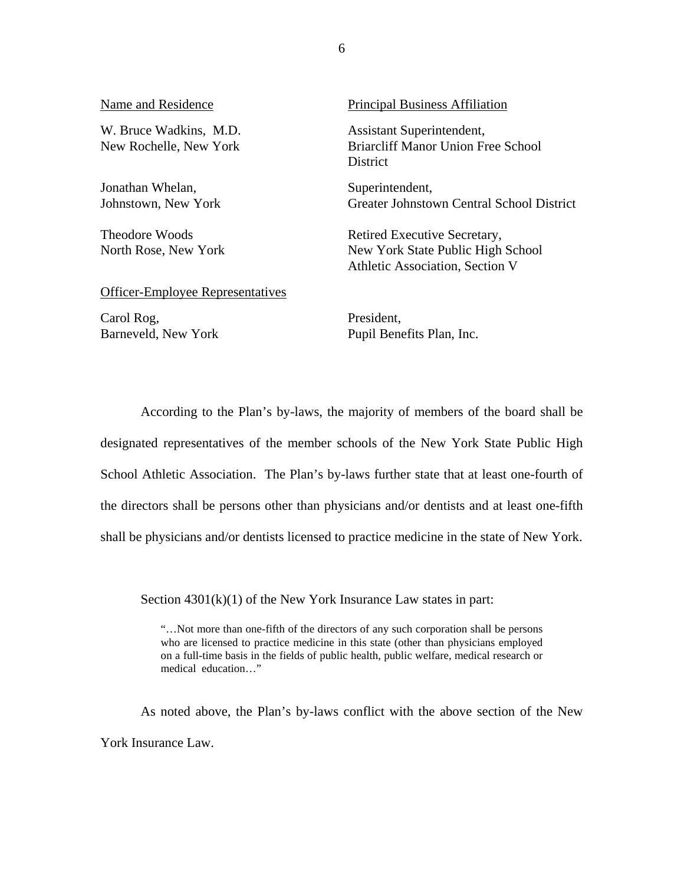| Name and Residence | Principal Business Affiliation |
|---|---|
| W. Bruce Wadkins, M.D.<br>New Rochelle, New York | Assistant Superintendent,<br>Briarcliff Manor Union Free School District |
| Jonathan Whelan,<br>Johnstown, New York | Superintendent,<br>Greater Johnstown Central School District |
| Theodore Woods<br>North Rose, New York | Retired Executive Secretary,<br>New York State Public High School Athletic Association, Section V |

Officer-Employee Representatives

| | |
|---|---|
| Carol Rog,<br>Barneveld, New York | President,<br>Pupil Benefits Plan, Inc. |

According to the Plan's by-laws, the majority of members of the board shall be designated representatives of the member schools of the New York State Public High School Athletic Association. The Plan's by-laws further state that at least one-fourth of the directors shall be persons other than physicians and/or dentists and at least one-fifth shall be physicians and/or dentists licensed to practice medicine in the state of New York.

Section 4301(k)(1) of the New York Insurance Law states in part:

> "…Not more than one-fifth of the directors of any such corporation shall be persons who are licensed to practice medicine in this state (other than physicians employed on a full-time basis in the fields of public health, public welfare, medical research or medical education…"

As noted above, the Plan's by-laws conflict with the above section of the New York Insurance Law.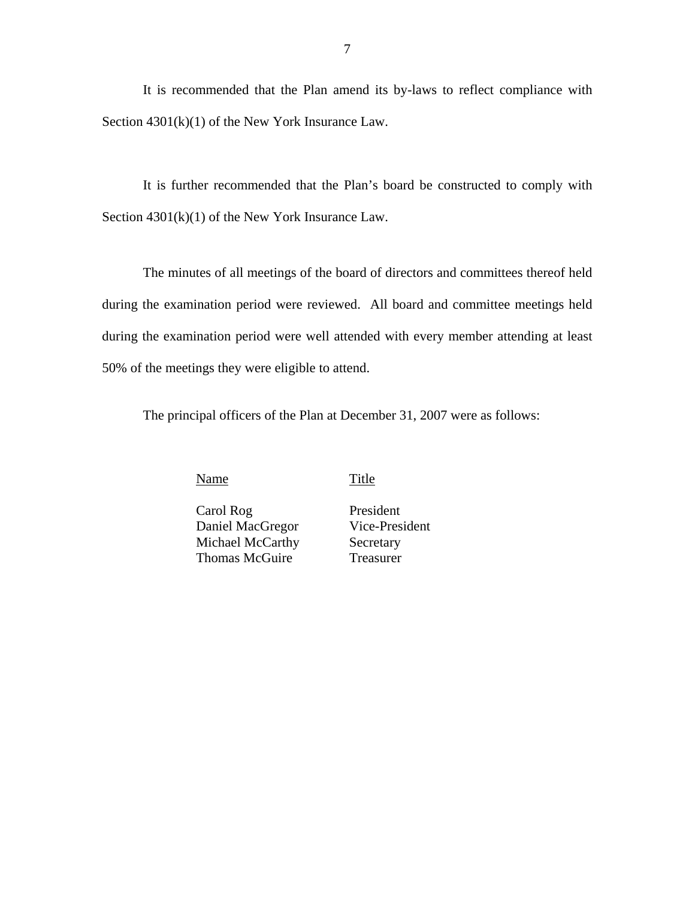It is recommended that the Plan amend its by-laws to reflect compliance with Section 4301(k)(1) of the New York Insurance Law.

It is further recommended that the Plan's board be constructed to comply with Section 4301(k)(1) of the New York Insurance Law.

The minutes of all meetings of the board of directors and committees thereof held during the examination period were reviewed. All board and committee meetings held during the examination period were well attended with every member attending at least 50% of the meetings they were eligible to attend.

The principal officers of the Plan at December 31, 2007 were as follows:

| Name | Title |
|---|---|
| Carol Rog | President |
| Daniel MacGregor | Vice-President |
| Michael McCarthy | Secretary |
| Thomas McGuire | Treasurer |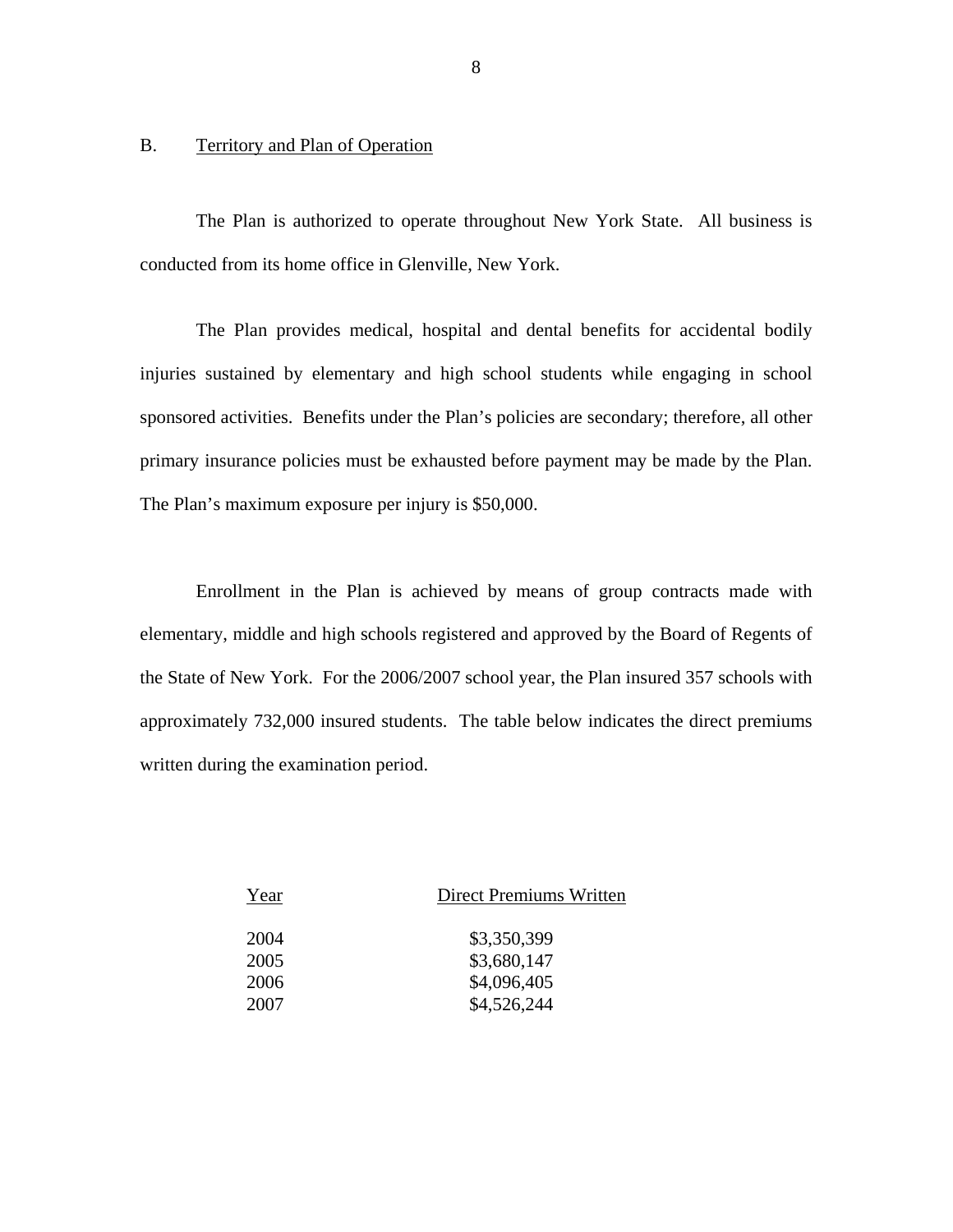## B. Territory and Plan of Operation

The Plan is authorized to operate throughout New York State. All business is conducted from its home office in Glenville, New York.

The Plan provides medical, hospital and dental benefits for accidental bodily injuries sustained by elementary and high school students while engaging in school sponsored activities. Benefits under the Plan's policies are secondary; therefore, all other primary insurance policies must be exhausted before payment may be made by the Plan. The Plan's maximum exposure per injury is $50,000.

Enrollment in the Plan is achieved by means of group contracts made with elementary, middle and high schools registered and approved by the Board of Regents of the State of New York. For the 2006/2007 school year, the Plan insured 357 schools with approximately 732,000 insured students. The table below indicates the direct premiums written during the examination period.

| Year | Direct Premiums Written |
|---|---|
| 2004 | $3,350,399 |
| 2005 | $3,680,147 |
| 2006 | $4,096,405 |
| 2007 | $4,526,244 |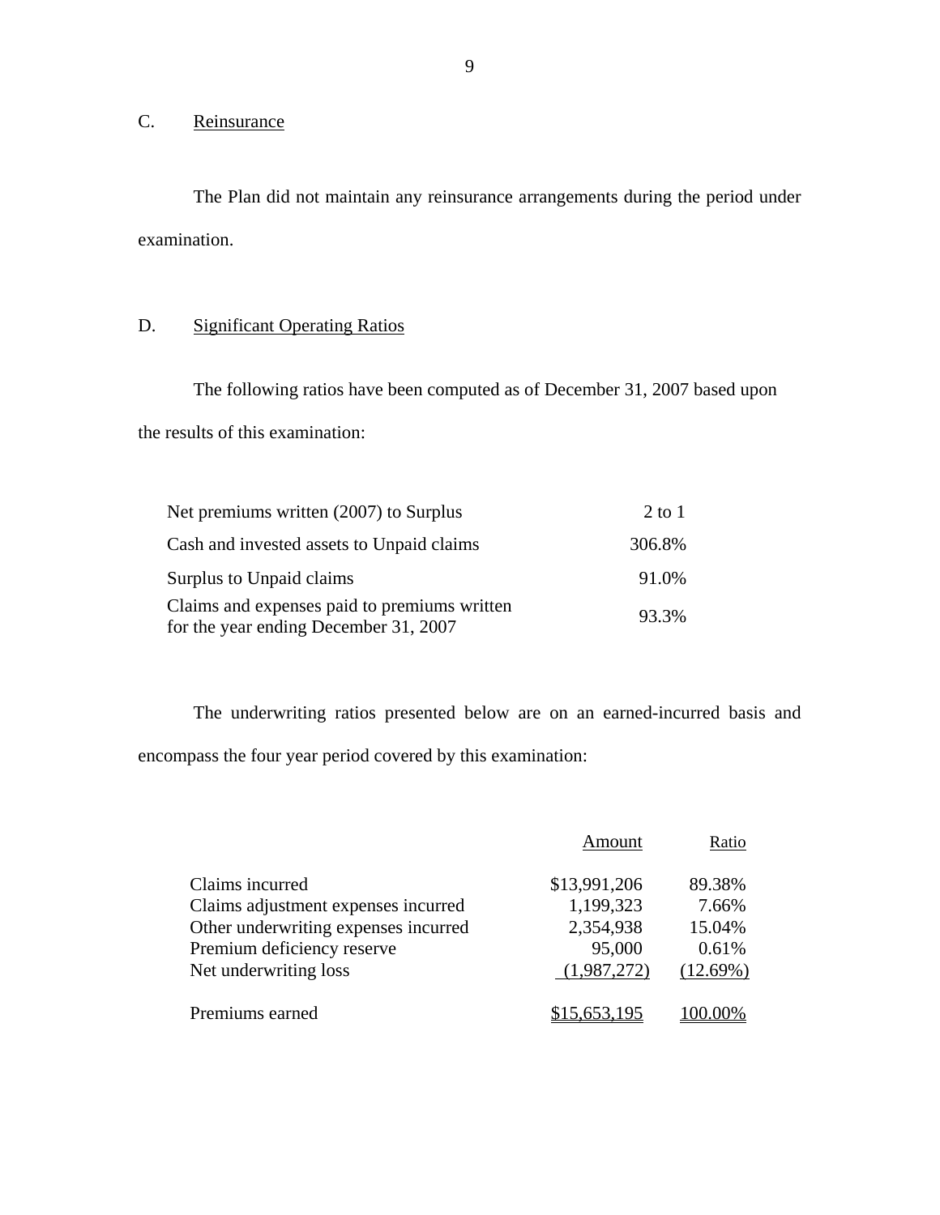## C. Reinsurance

The Plan did not maintain any reinsurance arrangements during the period under examination.

## D. Significant Operating Ratios

The following ratios have been computed as of December 31, 2007 based upon the results of this examination:

| | |
|---|---|
| Net premiums written (2007) to Surplus | 2 to 1 |
| Cash and invested assets to Unpaid claims | 306.8% |
| Surplus to Unpaid claims | 91.0% |
| Claims and expenses paid to premiums written for the year ending December 31, 2007 | 93.3% |

The underwriting ratios presented below are on an earned-incurred basis and encompass the four year period covered by this examination:

| | Amount | Ratio |
|---|---|---|
| Claims incurred | $13,991,206 | 89.38% |
| Claims adjustment expenses incurred | 1,199,323 | 7.66% |
| Other underwriting expenses incurred | 2,354,938 | 15.04% |
| Premium deficiency reserve | 95,000 | 0.61% |
| Net underwriting loss | (1,987,272) | (12.69%) |
| Premiums earned | $15,653,195 | 100.00% |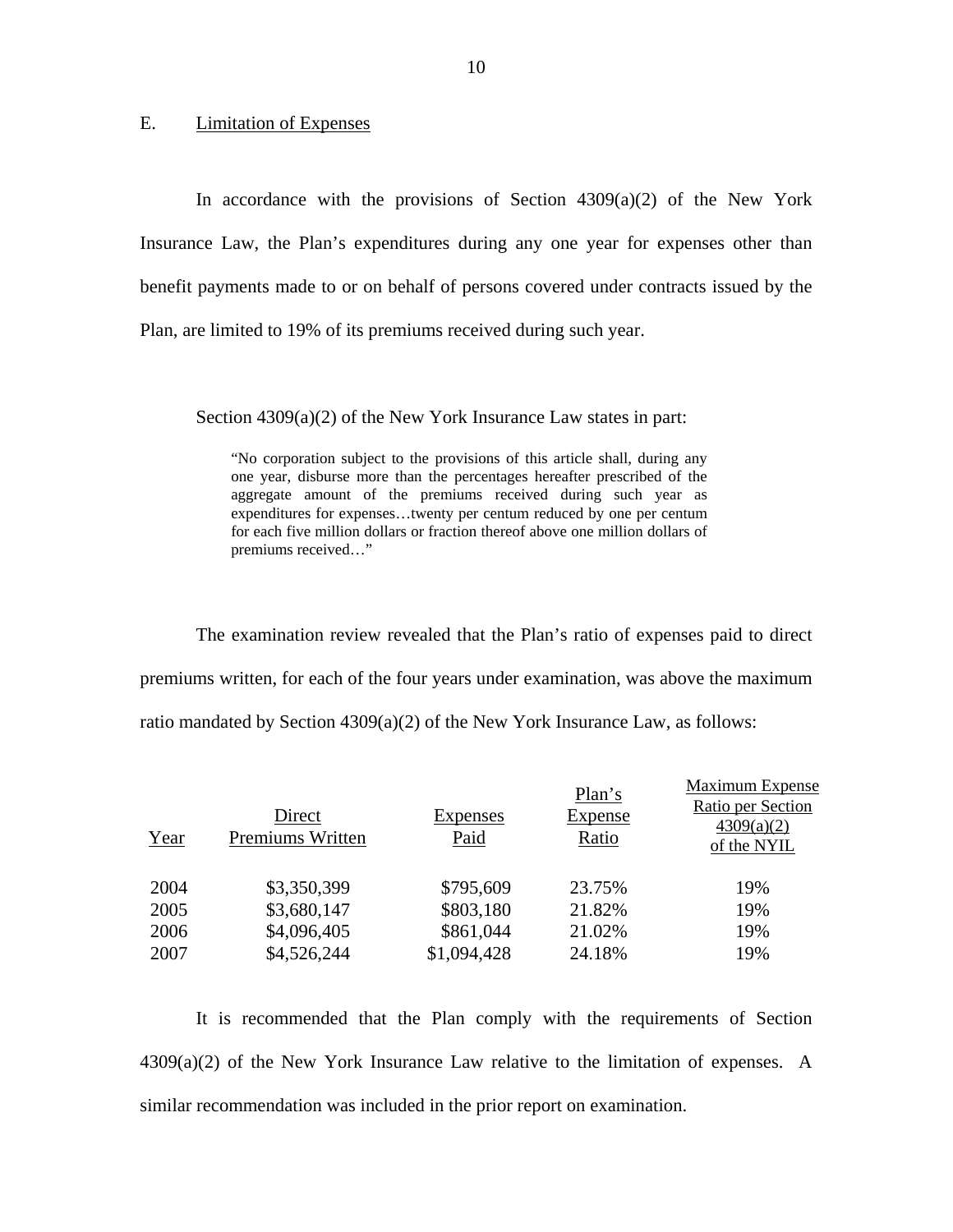## E. Limitation of Expenses

In accordance with the provisions of Section 4309(a)(2) of the New York Insurance Law, the Plan's expenditures during any one year for expenses other than benefit payments made to or on behalf of persons covered under contracts issued by the Plan, are limited to 19% of its premiums received during such year.

Section 4309(a)(2) of the New York Insurance Law states in part:

> "No corporation subject to the provisions of this article shall, during any one year, disburse more than the percentages hereafter prescribed of the aggregate amount of the premiums received during such year as expenditures for expenses…twenty per centum reduced by one per centum for each five million dollars or fraction thereof above one million dollars of premiums received…"

The examination review revealed that the Plan's ratio of expenses paid to direct premiums written, for each of the four years under examination, was above the maximum ratio mandated by Section 4309(a)(2) of the New York Insurance Law, as follows:

| Year | Direct Premiums Written | Expenses Paid | Plan's Expense Ratio | Maximum Expense Ratio per Section 4309(a)(2) of the NYIL |
|---|---|---|---|---|
| 2004 | $3,350,399 | $795,609 | 23.75% | 19% |
| 2005 | $3,680,147 | $803,180 | 21.82% | 19% |
| 2006 | $4,096,405 | $861,044 | 21.02% | 19% |
| 2007 | $4,526,244 | $1,094,428 | 24.18% | 19% |

It is recommended that the Plan comply with the requirements of Section 4309(a)(2) of the New York Insurance Law relative to the limitation of expenses. A similar recommendation was included in the prior report on examination.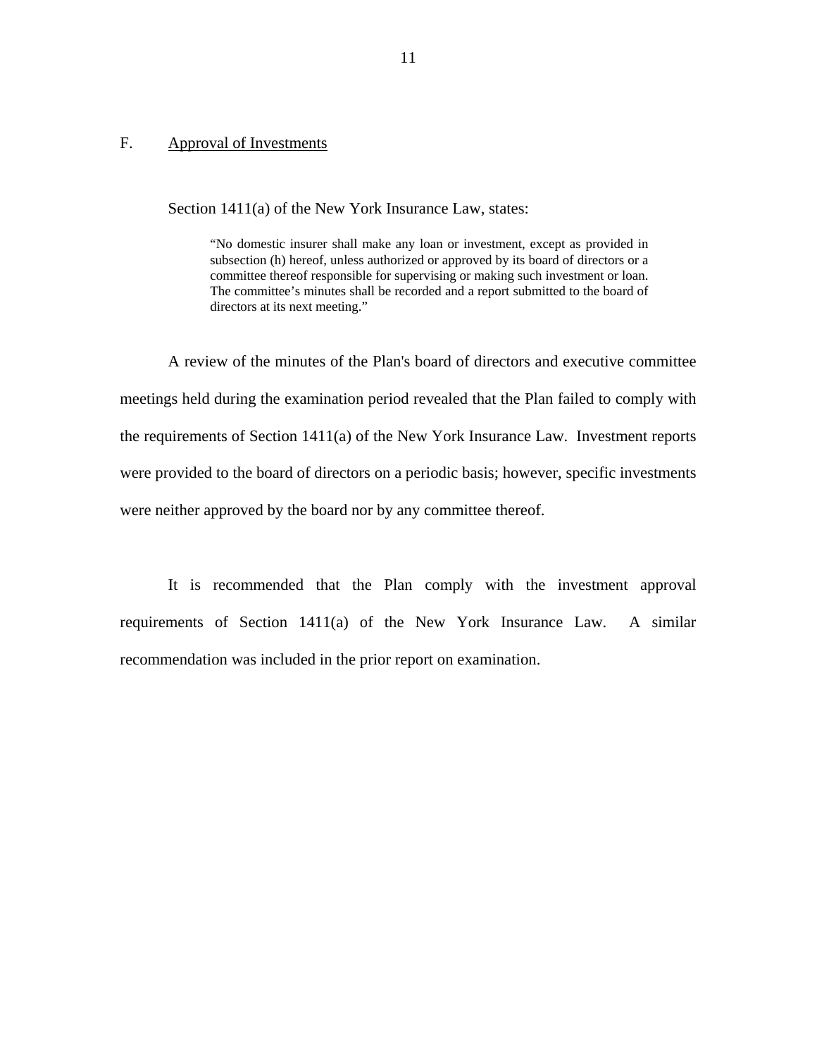## F. Approval of Investments

Section 1411(a) of the New York Insurance Law, states:

> "No domestic insurer shall make any loan or investment, except as provided in subsection (h) hereof, unless authorized or approved by its board of directors or a committee thereof responsible for supervising or making such investment or loan. The committee's minutes shall be recorded and a report submitted to the board of directors at its next meeting."

A review of the minutes of the Plan's board of directors and executive committee meetings held during the examination period revealed that the Plan failed to comply with the requirements of Section 1411(a) of the New York Insurance Law. Investment reports were provided to the board of directors on a periodic basis; however, specific investments were neither approved by the board nor by any committee thereof.

It is recommended that the Plan comply with the investment approval requirements of Section 1411(a) of the New York Insurance Law. A similar recommendation was included in the prior report on examination.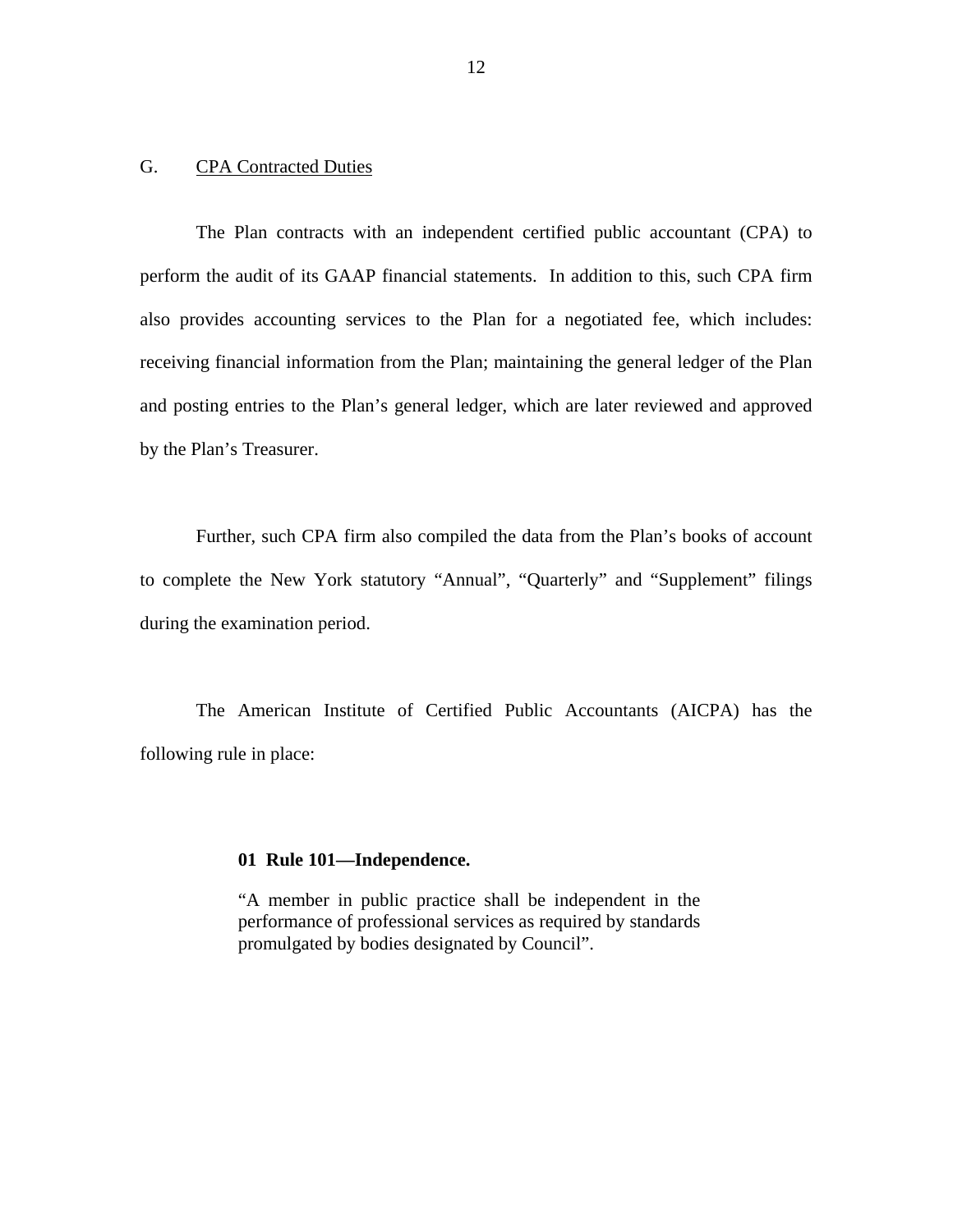## G. CPA Contracted Duties

The Plan contracts with an independent certified public accountant (CPA) to perform the audit of its GAAP financial statements. In addition to this, such CPA firm also provides accounting services to the Plan for a negotiated fee, which includes: receiving financial information from the Plan; maintaining the general ledger of the Plan and posting entries to the Plan's general ledger, which are later reviewed and approved by the Plan's Treasurer.

Further, such CPA firm also compiled the data from the Plan's books of account to complete the New York statutory "Annual", "Quarterly" and "Supplement" filings during the examination period.

The American Institute of Certified Public Accountants (AICPA) has the following rule in place:

> **01 Rule 101—Independence.**
>
> "A member in public practice shall be independent in the performance of professional services as required by standards promulgated by bodies designated by Council".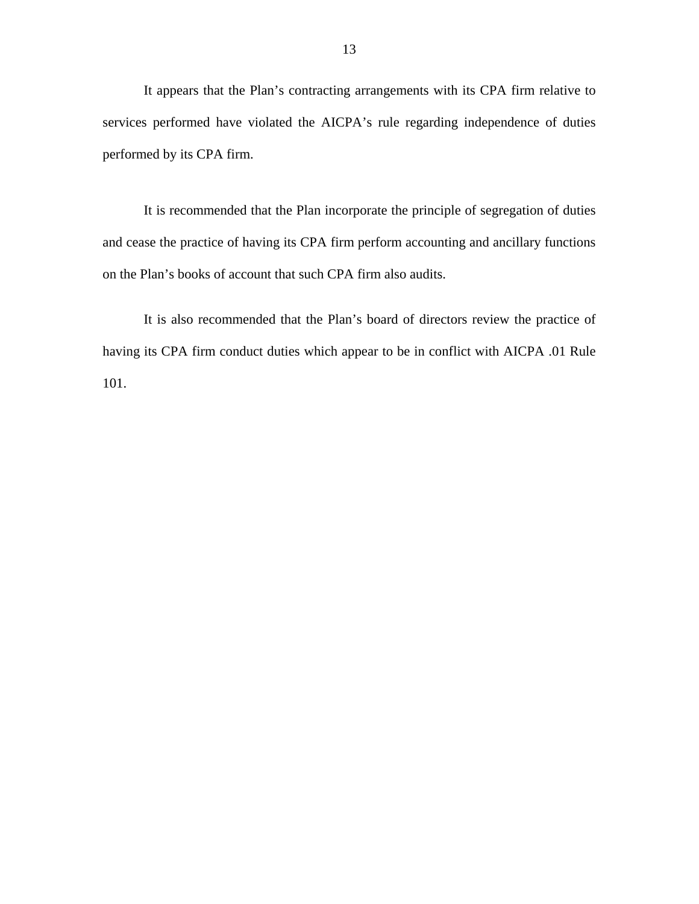It appears that the Plan’s contracting arrangements with its CPA firm relative to services performed have violated the AICPA’s rule regarding independence of duties performed by its CPA firm.

It is recommended that the Plan incorporate the principle of segregation of duties and cease the practice of having its CPA firm perform accounting and ancillary functions on the Plan’s books of account that such CPA firm also audits.

It is also recommended that the Plan’s board of directors review the practice of having its CPA firm conduct duties which appear to be in conflict with AICPA .01 Rule 101.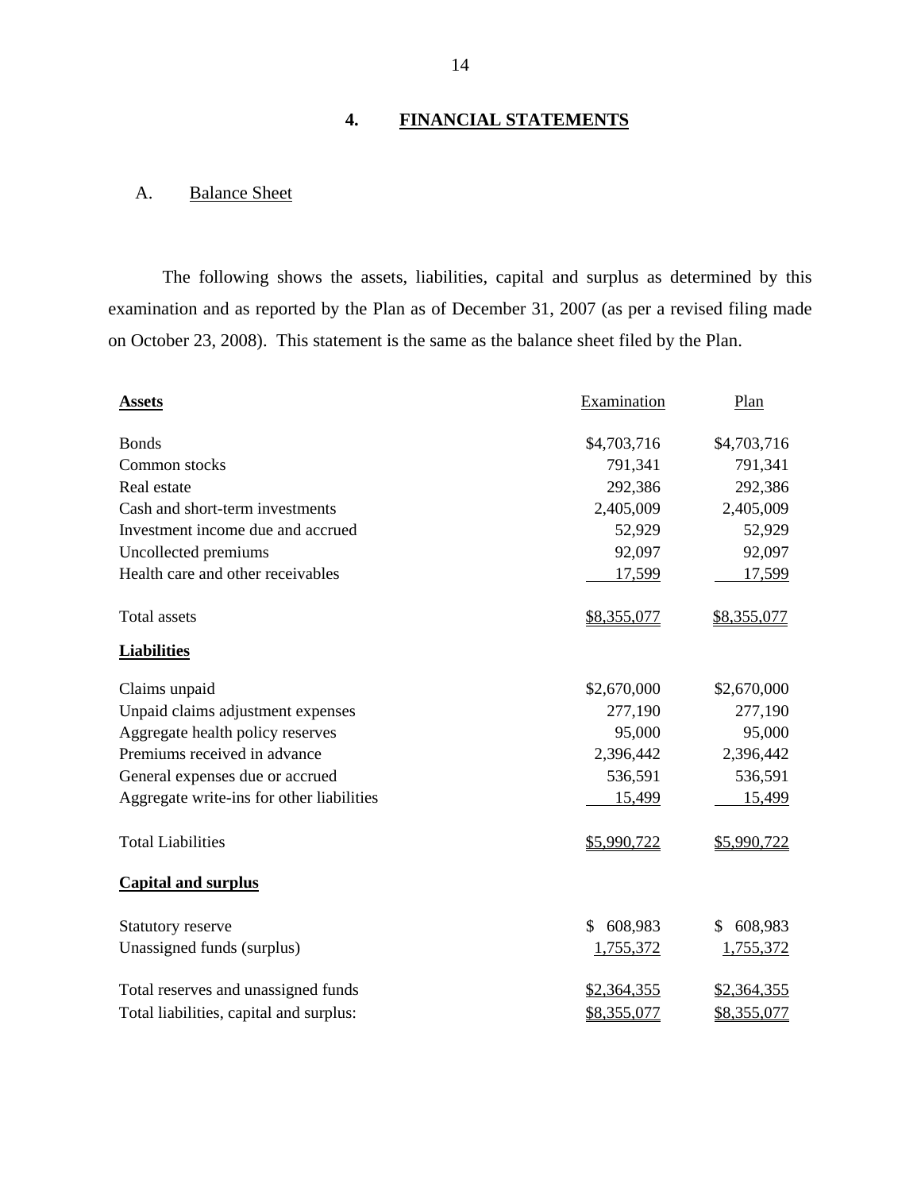## 4. FINANCIAL STATEMENTS

### A. Balance Sheet

The following shows the assets, liabilities, capital and surplus as determined by this examination and as reported by the Plan as of December 31, 2007 (as per a revised filing made on October 23, 2008). This statement is the same as the balance sheet filed by the Plan.

| **Assets** | Examination | Plan |
|---|---|---|
| Bonds | $4,703,716 | $4,703,716 |
| Common stocks | 791,341 | 791,341 |
| Real estate | 292,386 | 292,386 |
| Cash and short-term investments | 2,405,009 | 2,405,009 |
| Investment income due and accrued | 52,929 | 52,929 |
| Uncollected premiums | 92,097 | 92,097 |
| Health care and other receivables | 17,599 | 17,599 |
| Total assets | $8,355,077 | $8,355,077 |
| **Liabilities** | | |
| Claims unpaid | $2,670,000 | $2,670,000 |
| Unpaid claims adjustment expenses | 277,190 | 277,190 |
| Aggregate health policy reserves | 95,000 | 95,000 |
| Premiums received in advance | 2,396,442 | 2,396,442 |
| General expenses due or accrued | 536,591 | 536,591 |
| Aggregate write-ins for other liabilities | 15,499 | 15,499 |
| Total Liabilities | $5,990,722 | $5,990,722 |
| **Capital and surplus** | | |
| Statutory reserve | $ 608,983 | $ 608,983 |
| Unassigned funds (surplus) | 1,755,372 | 1,755,372 |
| Total reserves and unassigned funds | $2,364,355 | $2,364,355 |
| Total liabilities, capital and surplus: | $8,355,077 | $8,355,077 |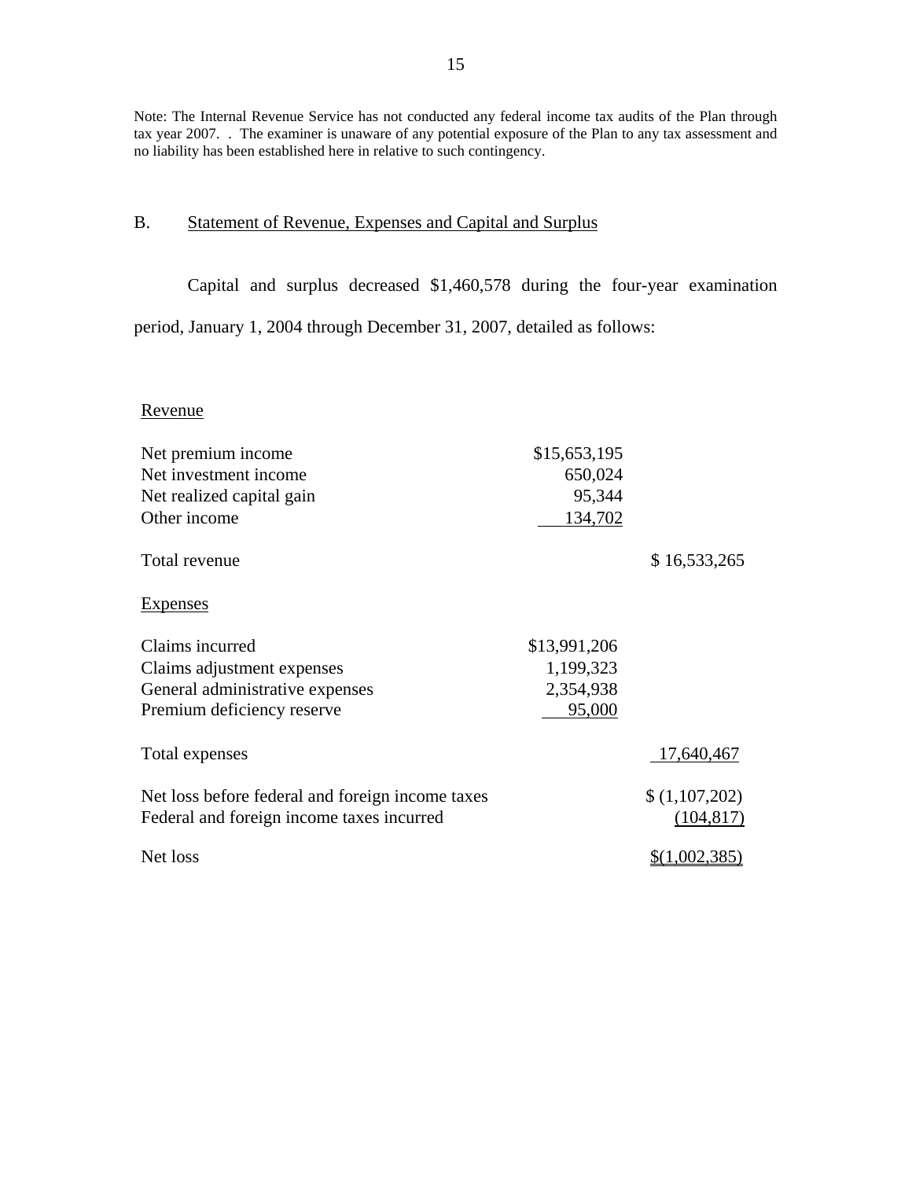Note: The Internal Revenue Service has not conducted any federal income tax audits of the Plan through tax year 2007. . The examiner is unaware of any potential exposure of the Plan to any tax assessment and no liability has been established here in relative to such contingency.

## B. Statement of Revenue, Expenses and Capital and Surplus

Capital and surplus decreased $1,460,578 during the four-year examination period, January 1, 2004 through December 31, 2007, detailed as follows:

| | | |
|---|---|---|
| Revenue | | |
| Net premium income | $15,653,195 | |
| Net investment income | 650,024 | |
| Net realized capital gain | 95,344 | |
| Other income | 134,702 | |
| Total revenue | | $ 16,533,265 |
| Expenses | | |
| Claims incurred | $13,991,206 | |
| Claims adjustment expenses | 1,199,323 | |
| General administrative expenses | 2,354,938 | |
| Premium deficiency reserve | 95,000 | |
| Total expenses | | 17,640,467 |
| Net loss before federal and foreign income taxes | | $ (1,107,202) |
| Federal and foreign income taxes incurred | | (104,817) |
| Net loss | | $(1,002,385) |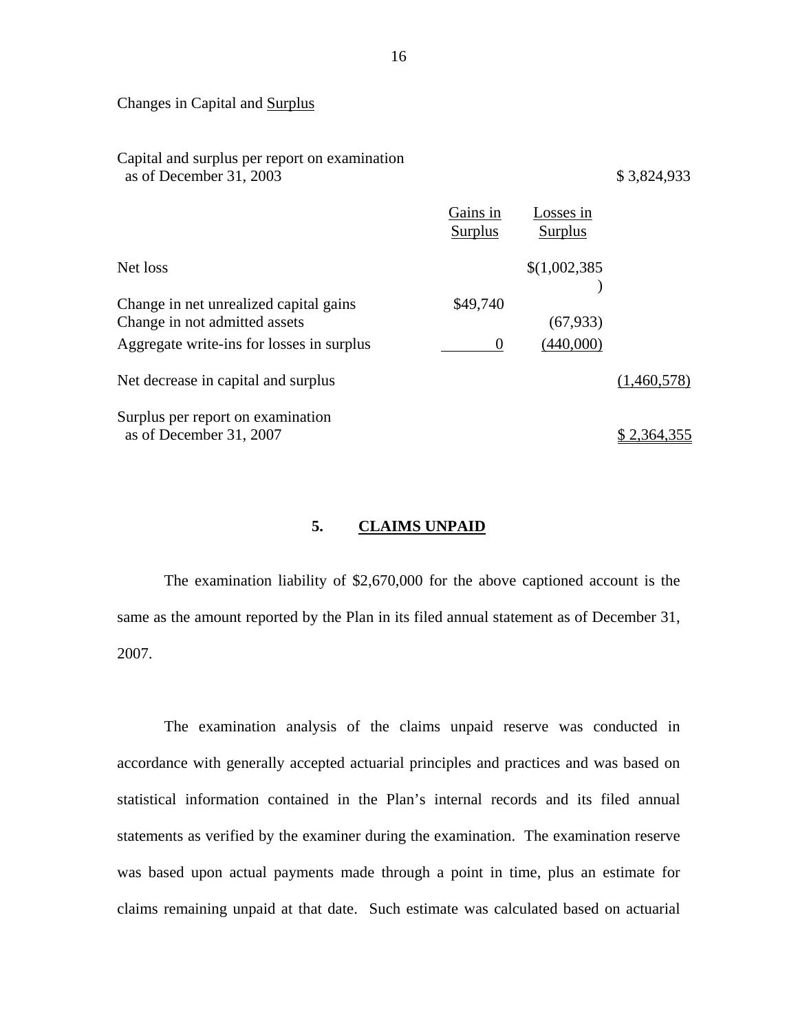Changes in Capital and Surplus

| | Gains in Surplus | Losses in Surplus | |
|---|---|---|---|
| Capital and surplus per report on examination as of December 31, 2003 | | | $ 3,824,933 |
| Net loss | | $(1,002,385) | |
| Change in net unrealized capital gains | $49,740 | | |
| Change in not admitted assets | | (67,933) | |
| Aggregate write-ins for losses in surplus | 0 | (440,000) | |
| Net decrease in capital and surplus | | | (1,460,578) |
| Surplus per report on examination as of December 31, 2007 | | | $ 2,364,355 |

## 5. CLAIMS UNPAID

The examination liability of $2,670,000 for the above captioned account is the same as the amount reported by the Plan in its filed annual statement as of December 31, 2007.

The examination analysis of the claims unpaid reserve was conducted in accordance with generally accepted actuarial principles and practices and was based on statistical information contained in the Plan's internal records and its filed annual statements as verified by the examiner during the examination. The examination reserve was based upon actual payments made through a point in time, plus an estimate for claims remaining unpaid at that date. Such estimate was calculated based on actuarial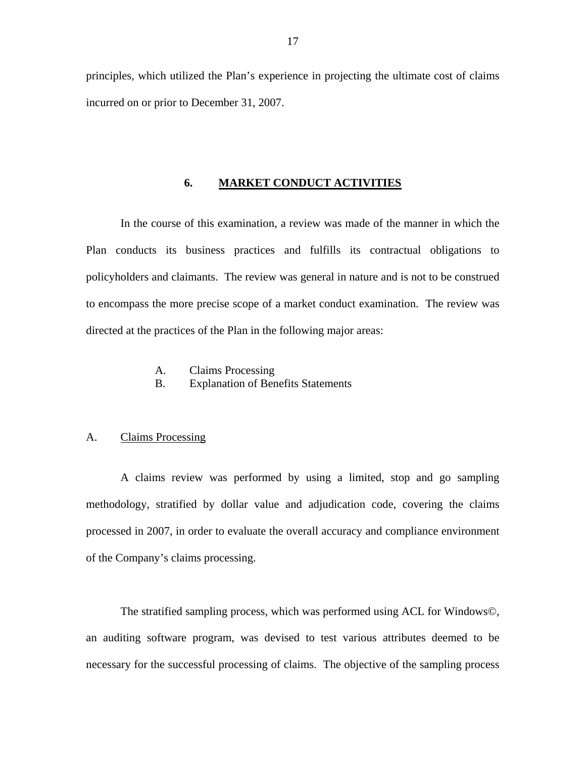principles, which utilized the Plan's experience in projecting the ultimate cost of claims incurred on or prior to December 31, 2007.

## 6. MARKET CONDUCT ACTIVITIES

In the course of this examination, a review was made of the manner in which the Plan conducts its business practices and fulfills its contractual obligations to policyholders and claimants. The review was general in nature and is not to be construed to encompass the more precise scope of a market conduct examination. The review was directed at the practices of the Plan in the following major areas:

A. Claims Processing
B. Explanation of Benefits Statements

### A. Claims Processing

A claims review was performed by using a limited, stop and go sampling methodology, stratified by dollar value and adjudication code, covering the claims processed in 2007, in order to evaluate the overall accuracy and compliance environment of the Company's claims processing.

The stratified sampling process, which was performed using ACL for Windows©, an auditing software program, was devised to test various attributes deemed to be necessary for the successful processing of claims. The objective of the sampling process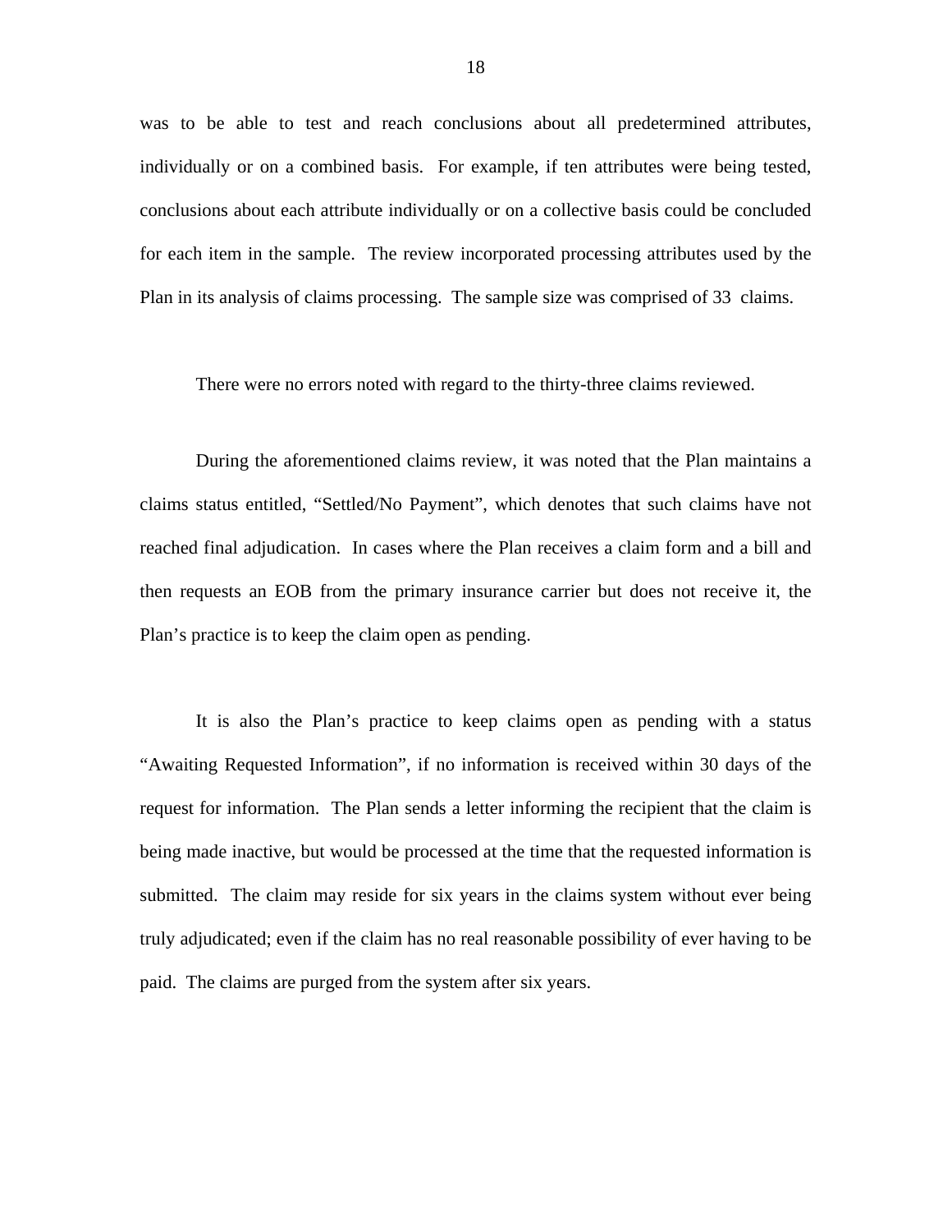was to be able to test and reach conclusions about all predetermined attributes, individually or on a combined basis. For example, if ten attributes were being tested, conclusions about each attribute individually or on a collective basis could be concluded for each item in the sample. The review incorporated processing attributes used by the Plan in its analysis of claims processing. The sample size was comprised of 33 claims.

There were no errors noted with regard to the thirty-three claims reviewed.

During the aforementioned claims review, it was noted that the Plan maintains a claims status entitled, "Settled/No Payment", which denotes that such claims have not reached final adjudication. In cases where the Plan receives a claim form and a bill and then requests an EOB from the primary insurance carrier but does not receive it, the Plan's practice is to keep the claim open as pending.

It is also the Plan's practice to keep claims open as pending with a status "Awaiting Requested Information", if no information is received within 30 days of the request for information. The Plan sends a letter informing the recipient that the claim is being made inactive, but would be processed at the time that the requested information is submitted. The claim may reside for six years in the claims system without ever being truly adjudicated; even if the claim has no real reasonable possibility of ever having to be paid. The claims are purged from the system after six years.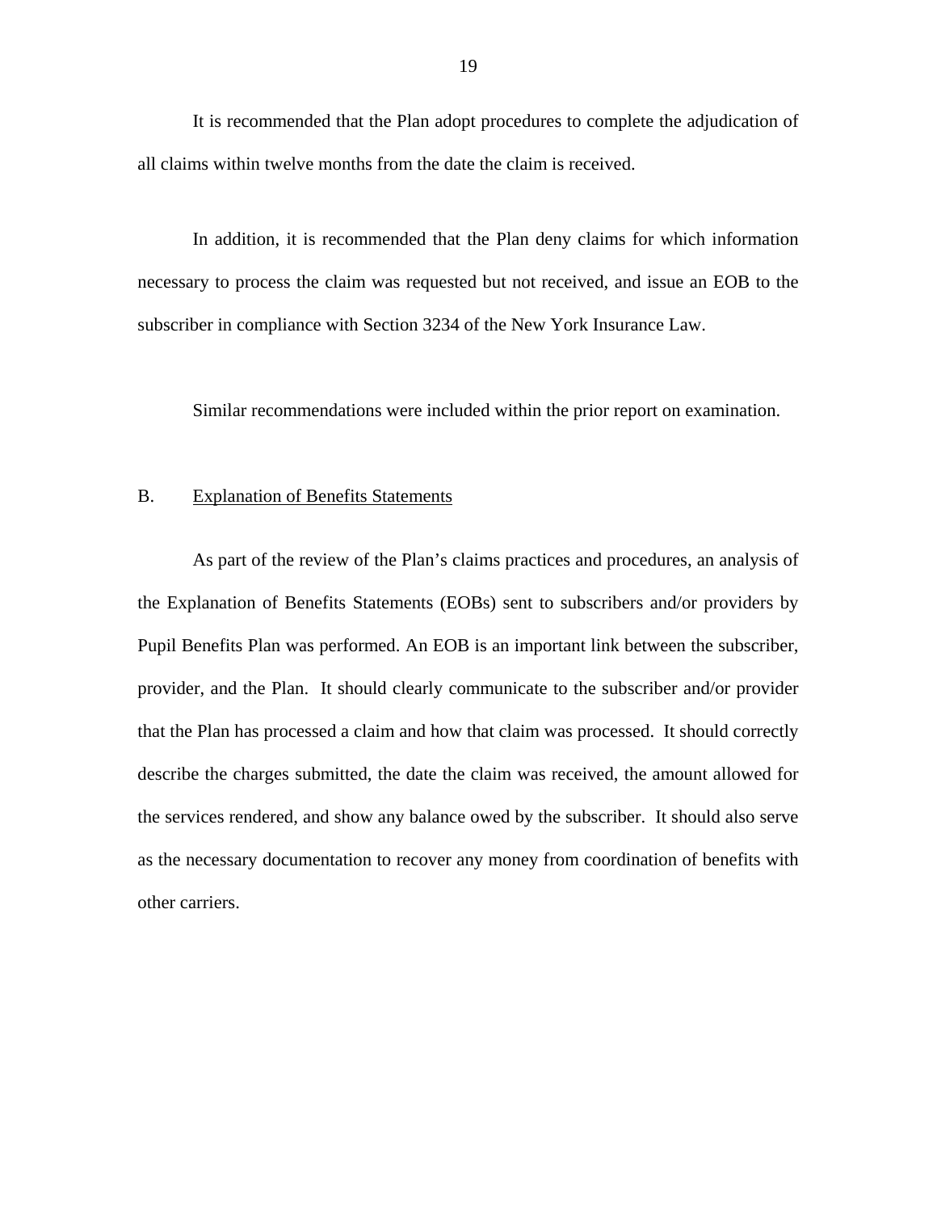It is recommended that the Plan adopt procedures to complete the adjudication of all claims within twelve months from the date the claim is received.

In addition, it is recommended that the Plan deny claims for which information necessary to process the claim was requested but not received, and issue an EOB to the subscriber in compliance with Section 3234 of the New York Insurance Law.

Similar recommendations were included within the prior report on examination.

## B. Explanation of Benefits Statements

As part of the review of the Plan's claims practices and procedures, an analysis of the Explanation of Benefits Statements (EOBs) sent to subscribers and/or providers by Pupil Benefits Plan was performed. An EOB is an important link between the subscriber, provider, and the Plan. It should clearly communicate to the subscriber and/or provider that the Plan has processed a claim and how that claim was processed. It should correctly describe the charges submitted, the date the claim was received, the amount allowed for the services rendered, and show any balance owed by the subscriber. It should also serve as the necessary documentation to recover any money from coordination of benefits with other carriers.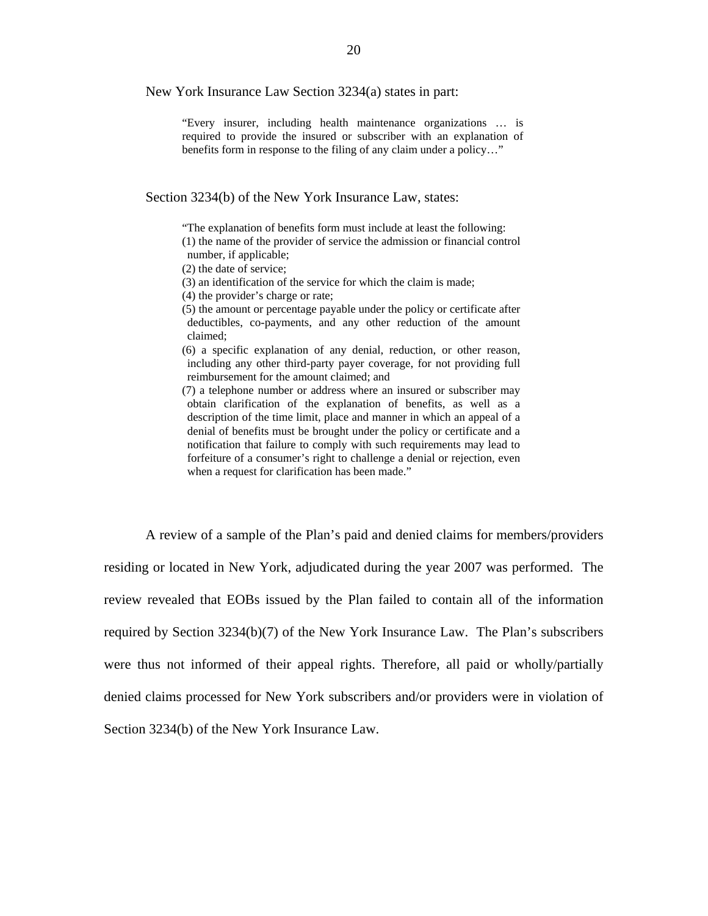New York Insurance Law Section 3234(a) states in part:

> "Every insurer, including health maintenance organizations … is required to provide the insured or subscriber with an explanation of benefits form in response to the filing of any claim under a policy…"

Section 3234(b) of the New York Insurance Law, states:

> "The explanation of benefits form must include at least the following:
> (1) the name of the provider of service the admission or financial control number, if applicable;
> (2) the date of service;
> (3) an identification of the service for which the claim is made;
> (4) the provider's charge or rate;
> (5) the amount or percentage payable under the policy or certificate after deductibles, co-payments, and any other reduction of the amount claimed;
> (6) a specific explanation of any denial, reduction, or other reason, including any other third-party payer coverage, for not providing full reimbursement for the amount claimed; and
> (7) a telephone number or address where an insured or subscriber may obtain clarification of the explanation of benefits, as well as a description of the time limit, place and manner in which an appeal of a denial of benefits must be brought under the policy or certificate and a notification that failure to comply with such requirements may lead to forfeiture of a consumer's right to challenge a denial or rejection, even when a request for clarification has been made."

A review of a sample of the Plan's paid and denied claims for members/providers residing or located in New York, adjudicated during the year 2007 was performed. The review revealed that EOBs issued by the Plan failed to contain all of the information required by Section 3234(b)(7) of the New York Insurance Law. The Plan's subscribers were thus not informed of their appeal rights. Therefore, all paid or wholly/partially denied claims processed for New York subscribers and/or providers were in violation of Section 3234(b) of the New York Insurance Law.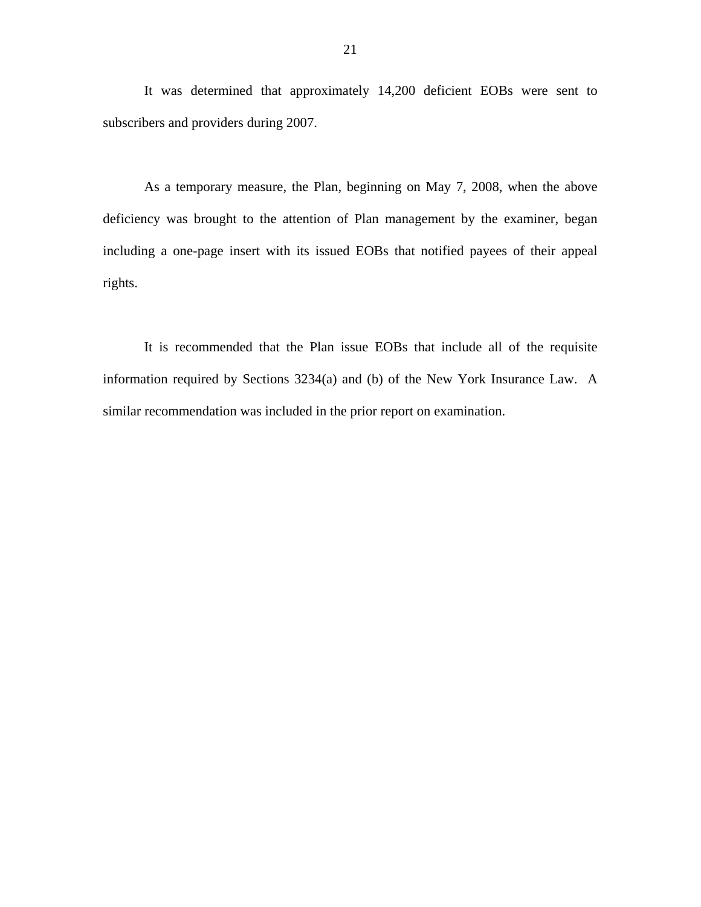It was determined that approximately 14,200 deficient EOBs were sent to subscribers and providers during 2007.

As a temporary measure, the Plan, beginning on May 7, 2008, when the above deficiency was brought to the attention of Plan management by the examiner, began including a one-page insert with its issued EOBs that notified payees of their appeal rights.

It is recommended that the Plan issue EOBs that include all of the requisite information required by Sections 3234(a) and (b) of the New York Insurance Law. A similar recommendation was included in the prior report on examination.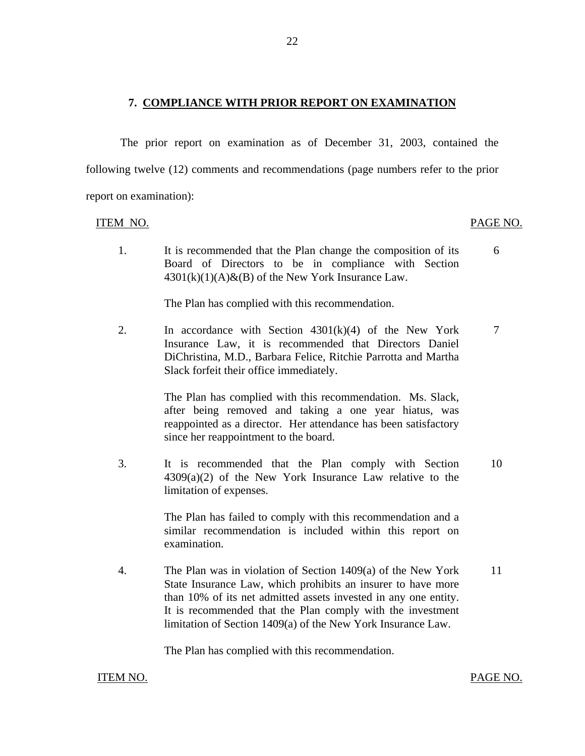## 7. COMPLIANCE WITH PRIOR REPORT ON EXAMINATION

The prior report on examination as of December 31, 2003, contained the following twelve (12) comments and recommendations (page numbers refer to the prior report on examination):

| ITEM NO. | | PAGE NO. |
|---|---|---|
| 1. | It is recommended that the Plan change the composition of its Board of Directors to be in compliance with Section 4301(k)(1)(A)&(B) of the New York Insurance Law.<br><br>The Plan has complied with this recommendation. | 6 |
| 2. | In accordance with Section 4301(k)(4) of the New York Insurance Law, it is recommended that Directors Daniel DiChristina, M.D., Barbara Felice, Ritchie Parrotta and Martha Slack forfeit their office immediately.<br><br>The Plan has complied with this recommendation. Ms. Slack, after being removed and taking a one year hiatus, was reappointed as a director. Her attendance has been satisfactory since her reappointment to the board. | 7 |
| 3. | It is recommended that the Plan comply with Section 4309(a)(2) of the New York Insurance Law relative to the limitation of expenses.<br><br>The Plan has failed to comply with this recommendation and a similar recommendation is included within this report on examination. | 10 |
| 4. | The Plan was in violation of Section 1409(a) of the New York State Insurance Law, which prohibits an insurer to have more than 10% of its net admitted assets invested in any one entity. It is recommended that the Plan comply with the investment limitation of Section 1409(a) of the New York Insurance Law.<br><br>The Plan has complied with this recommendation. | 11 |

ITEM NO. PAGE NO.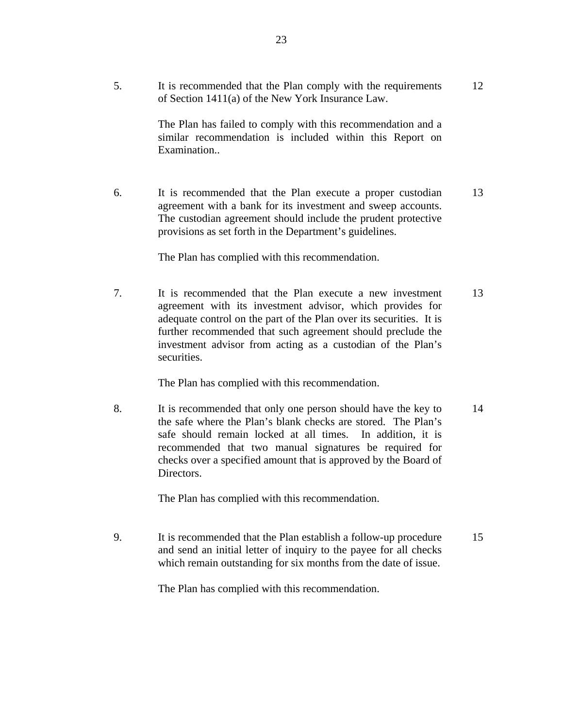| | | |
|---|---|---|
| 5. | It is recommended that the Plan comply with the requirements of Section 1411(a) of the New York Insurance Law.<br><br>The Plan has failed to comply with this recommendation and a similar recommendation is included within this Report on Examination.. | 12 |
| 6. | It is recommended that the Plan execute a proper custodian agreement with a bank for its investment and sweep accounts. The custodian agreement should include the prudent protective provisions as set forth in the Department's guidelines.<br><br>The Plan has complied with this recommendation. | 13 |
| 7. | It is recommended that the Plan execute a new investment agreement with its investment advisor, which provides for adequate control on the part of the Plan over its securities. It is further recommended that such agreement should preclude the investment advisor from acting as a custodian of the Plan's securities.<br><br>The Plan has complied with this recommendation. | 13 |
| 8. | It is recommended that only one person should have the key to the safe where the Plan's blank checks are stored. The Plan's safe should remain locked at all times. In addition, it is recommended that two manual signatures be required for checks over a specified amount that is approved by the Board of Directors.<br><br>The Plan has complied with this recommendation. | 14 |
| 9. | It is recommended that the Plan establish a follow-up procedure and send an initial letter of inquiry to the payee for all checks which remain outstanding for six months from the date of issue.<br><br>The Plan has complied with this recommendation. | 15 |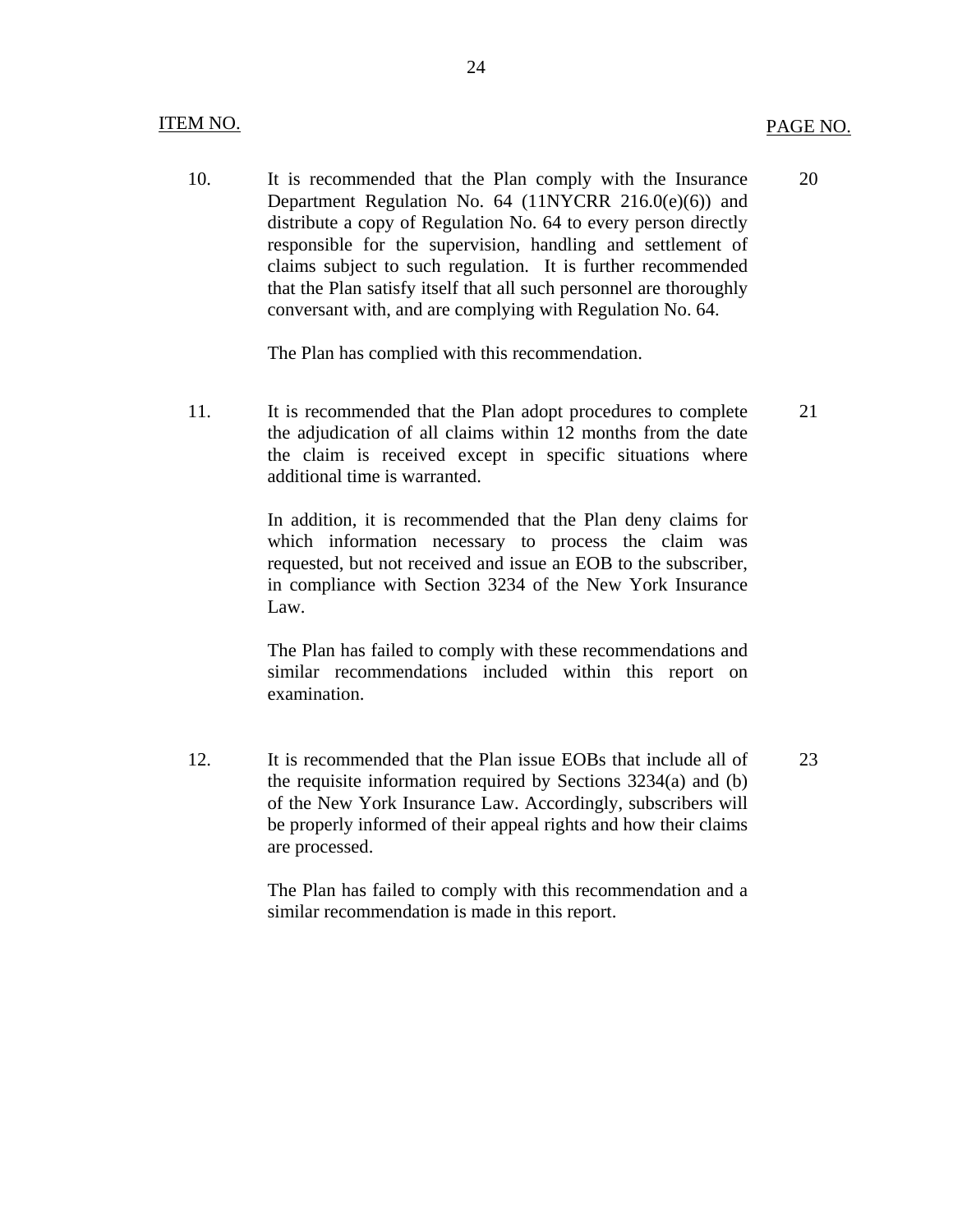| ITEM NO. | | PAGE NO. |
|---|---|---|
| 10. | It is recommended that the Plan comply with the Insurance Department Regulation No. 64 (11NYCRR 216.0(e)(6)) and distribute a copy of Regulation No. 64 to every person directly responsible for the supervision, handling and settlement of claims subject to such regulation. It is further recommended that the Plan satisfy itself that all such personnel are thoroughly conversant with, and are complying with Regulation No. 64.<br><br>The Plan has complied with this recommendation. | 20 |
| 11. | It is recommended that the Plan adopt procedures to complete the adjudication of all claims within 12 months from the date the claim is received except in specific situations where additional time is warranted.<br><br>In addition, it is recommended that the Plan deny claims for which information necessary to process the claim was requested, but not received and issue an EOB to the subscriber, in compliance with Section 3234 of the New York Insurance Law.<br><br>The Plan has failed to comply with these recommendations and similar recommendations included within this report on examination. | 21 |
| 12. | It is recommended that the Plan issue EOBs that include all of the requisite information required by Sections 3234(a) and (b) of the New York Insurance Law. Accordingly, subscribers will be properly informed of their appeal rights and how their claims are processed.<br><br>The Plan has failed to comply with this recommendation and a similar recommendation is made in this report. | 23 |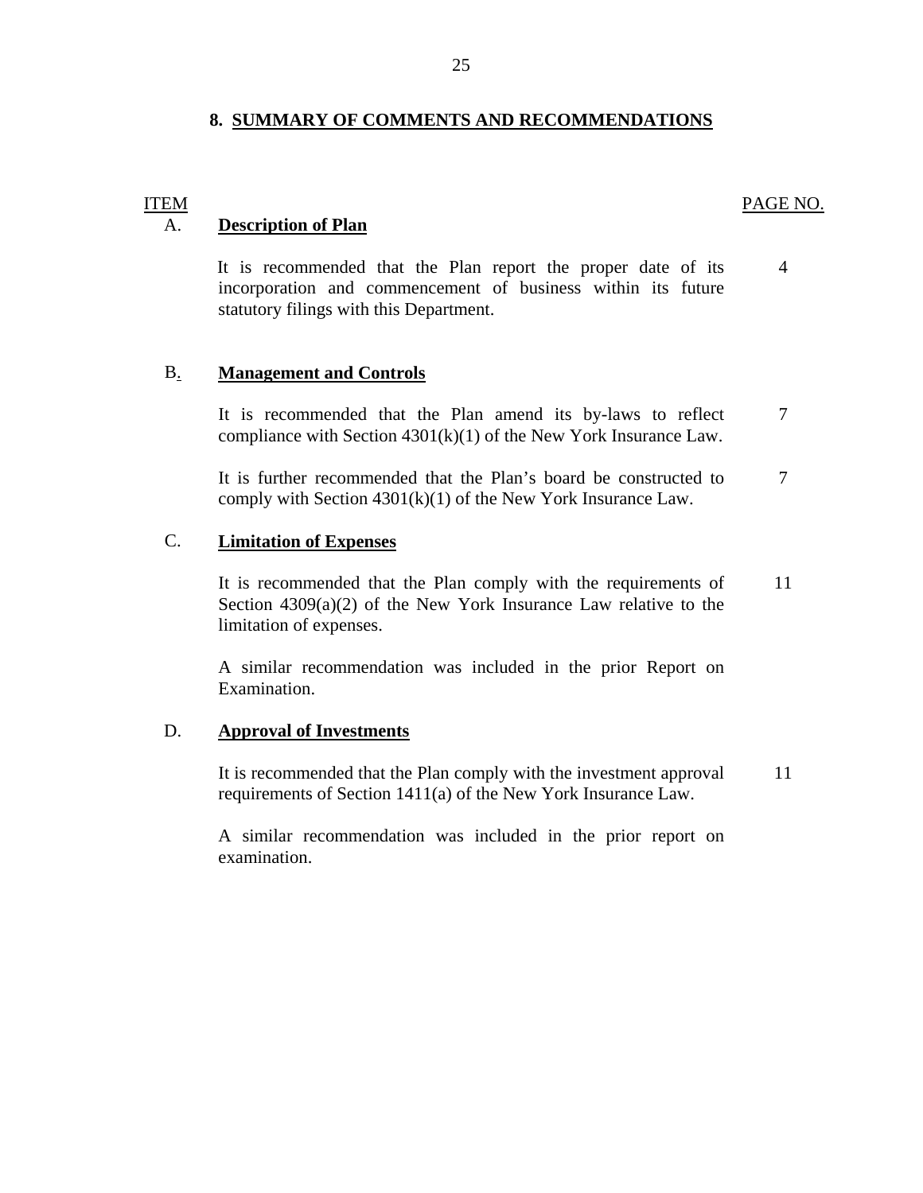## 8. SUMMARY OF COMMENTS AND RECOMMENDATIONS

| ITEM | | PAGE NO. |
|---|---|---|
| A. | **Description of Plan** | |
| | It is recommended that the Plan report the proper date of its incorporation and commencement of business within its future statutory filings with this Department. | 4 |
| B. | **Management and Controls** | |
| | It is recommended that the Plan amend its by-laws to reflect compliance with Section 4301(k)(1) of the New York Insurance Law. | 7 |
| | It is further recommended that the Plan's board be constructed to comply with Section 4301(k)(1) of the New York Insurance Law. | 7 |
| C. | **Limitation of Expenses** | |
| | It is recommended that the Plan comply with the requirements of Section 4309(a)(2) of the New York Insurance Law relative to the limitation of expenses. | 11 |
| | A similar recommendation was included in the prior Report on Examination. | |
| D. | **Approval of Investments** | |
| | It is recommended that the Plan comply with the investment approval requirements of Section 1411(a) of the New York Insurance Law. | 11 |
| | A similar recommendation was included in the prior report on examination. | |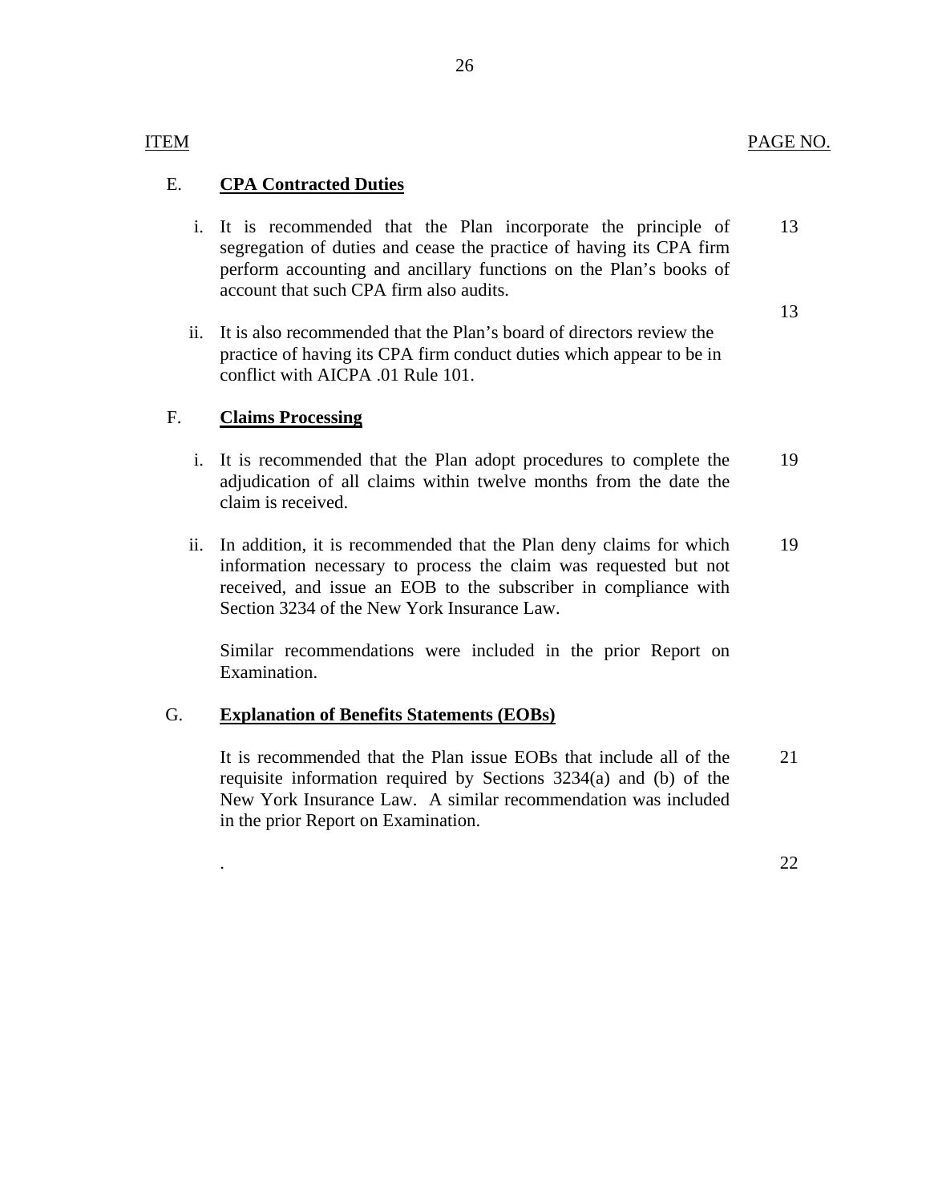| ITEM | | PAGE NO. |
|---|---|---|
| E. | **CPA Contracted Duties** | |
| | i. It is recommended that the Plan incorporate the principle of segregation of duties and cease the practice of having its CPA firm perform accounting and ancillary functions on the Plan's books of account that such CPA firm also audits. | 13 |
| | ii. It is also recommended that the Plan's board of directors review the practice of having its CPA firm conduct duties which appear to be in conflict with AICPA .01 Rule 101. | 13 |
| F. | **Claims Processing** | |
| | i. It is recommended that the Plan adopt procedures to complete the adjudication of all claims within twelve months from the date the claim is received. | 19 |
| | ii. In addition, it is recommended that the Plan deny claims for which information necessary to process the claim was requested but not received, and issue an EOB to the subscriber in compliance with Section 3234 of the New York Insurance Law. | 19 |
| | Similar recommendations were included in the prior Report on Examination. | |
| G. | **Explanation of Benefits Statements (EOBs)** | |
| | It is recommended that the Plan issue EOBs that include all of the requisite information required by Sections 3234(a) and (b) of the New York Insurance Law. A similar recommendation was included in the prior Report on Examination. | 21 |
| | . | 22 |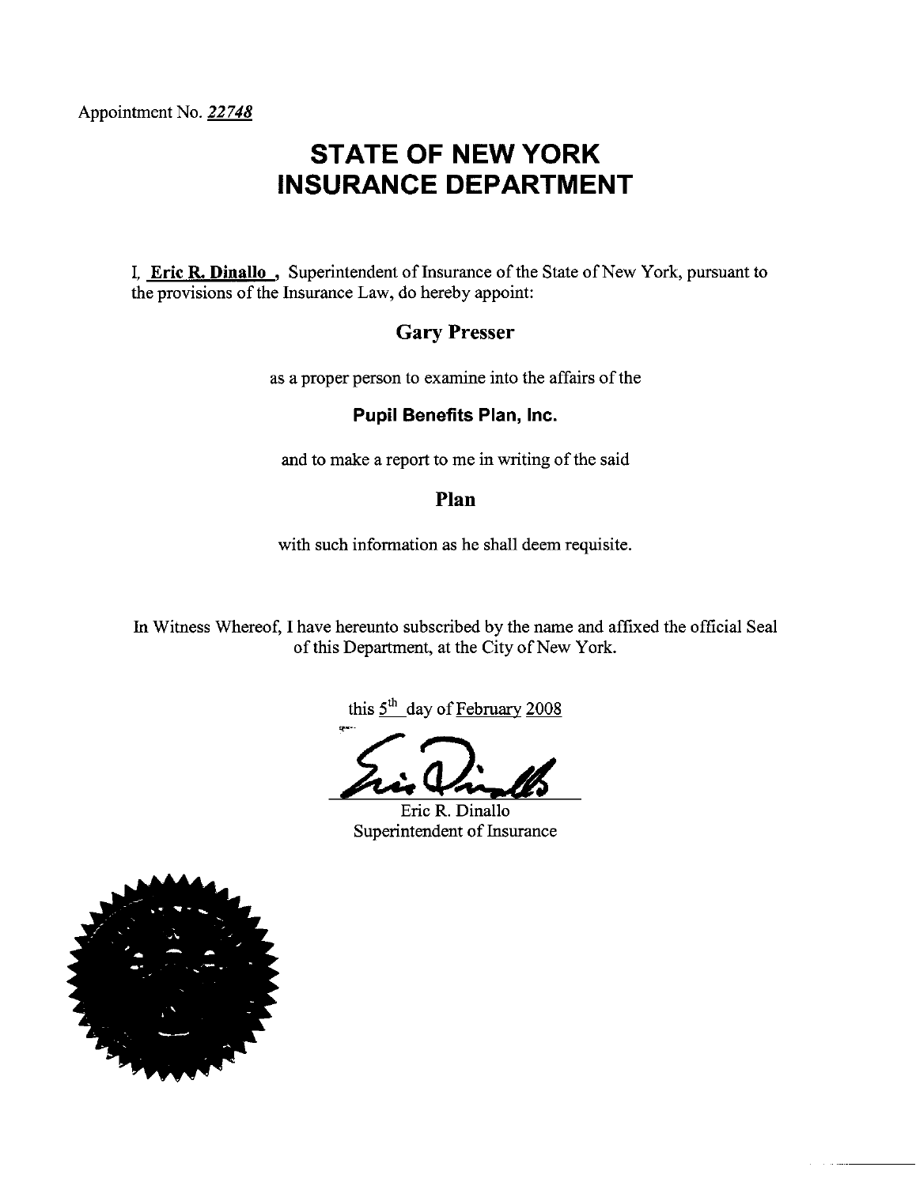Appointment No. *22748*

# STATE OF NEW YORK
# INSURANCE DEPARTMENT

I, **Eric R. Dinallo** , Superintendent of Insurance of the State of New York, pursuant to the provisions of the Insurance Law, do hereby appoint:

**Gary Presser**

as a proper person to examine into the affairs of the

**Pupil Benefits Plan, Inc.**

and to make a report to me in writing of the said

**Plan**

with such information as he shall deem requisite.

In Witness Whereof, I have hereunto subscribed by the name and affixed the official Seal of this Department, at the City of New York.

this 5th day of February 2008

Eric R. Dinallo
Superintendent of Insurance